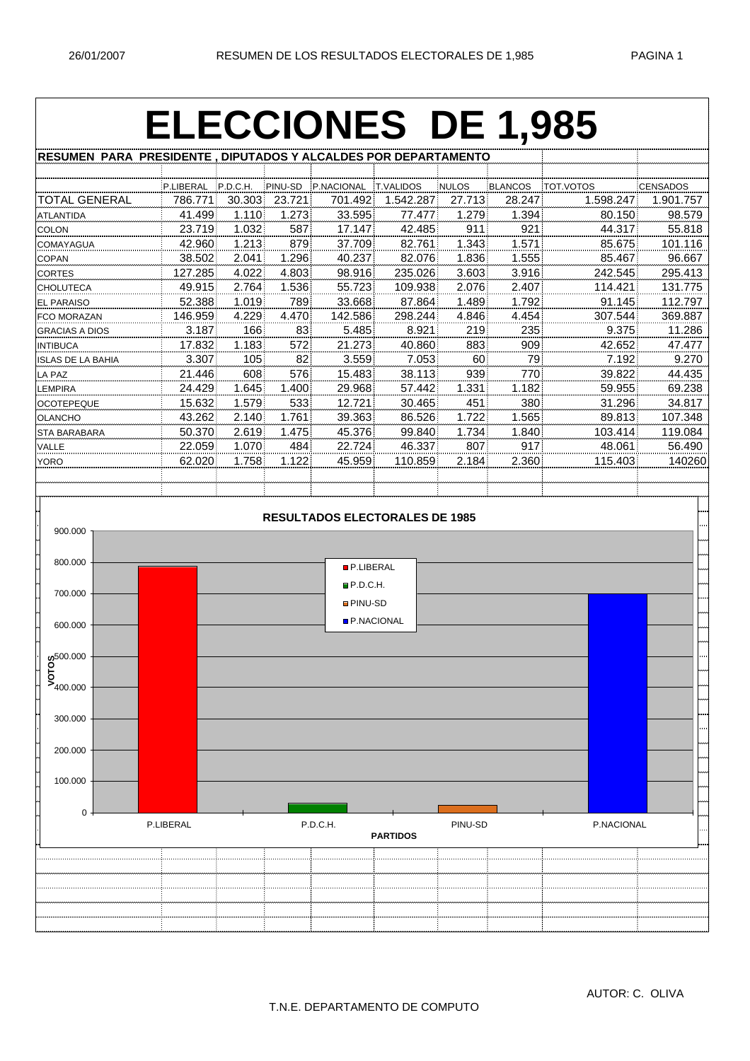# ELECCIONES DE 1,985

**RESUMEN PARA PRESIDENTE , DIPUTADOS Y ALCALDES POR DEPARTAMENTO**

| | P.LIBERAL | P.D.C.H. | PINU-SD | P.NACIONAL | T.VALIDOS | NULOS | BLANCOS | TOT.VOTOS | CENSADOS |
|---|---|---|---|---|---|---|---|---|---|
| TOTAL GENERAL | 786.771 | 30.303 | 23.721 | 701.492 | 1.542.287 | 27.713 | 28.247 | 1.598.247 | 1.901.757 |
| ATLANTIDA | 41.499 | 1.110 | 1.273 | 33.595 | 77.477 | 1.279 | 1.394 | 80.150 | 98.579 |
| COLON | 23.719 | 1.032 | 587 | 17.147 | 42.485 | 911 | 921 | 44.317 | 55.818 |
| COMAYAGUA | 42.960 | 1.213 | 879 | 37.709 | 82.761 | 1.343 | 1.571 | 85.675 | 101.116 |
| COPAN | 38.502 | 2.041 | 1.296 | 40.237 | 82.076 | 1.836 | 1.555 | 85.467 | 96.667 |
| CORTES | 127.285 | 4.022 | 4.803 | 98.916 | 235.026 | 3.603 | 3.916 | 242.545 | 295.413 |
| CHOLUTECA | 49.915 | 2.764 | 1.536 | 55.723 | 109.938 | 2.076 | 2.407 | 114.421 | 131.775 |
| EL PARAISO | 52.388 | 1.019 | 789 | 33.668 | 87.864 | 1.489 | 1.792 | 91.145 | 112.797 |
| FCO MORAZAN | 146.959 | 4.229 | 4.470 | 142.586 | 298.244 | 4.846 | 4.454 | 307.544 | 369.887 |
| GRACIAS A DIOS | 3.187 | 166 | 83 | 5.485 | 8.921 | 219 | 235 | 9.375 | 11.286 |
| INTIBUCA | 17.832 | 1.183 | 572 | 21.273 | 40.860 | 883 | 909 | 42.652 | 47.477 |
| ISLAS DE LA BAHIA | 3.307 | 105 | 82 | 3.559 | 7.053 | 60 | 79 | 7.192 | 9.270 |
| LA PAZ | 21.446 | 608 | 576 | 15.483 | 38.113 | 939 | 770 | 39.822 | 44.435 |
| LEMPIRA | 24.429 | 1.645 | 1.400 | 29.968 | 57.442 | 1.331 | 1.182 | 59.955 | 69.238 |
| OCOTEPEQUE | 15.632 | 1.579 | 533 | 12.721 | 30.465 | 451 | 380 | 31.296 | 34.817 |
| OLANCHO | 43.262 | 2.140 | 1.761 | 39.363 | 86.526 | 1.722 | 1.565 | 89.813 | 107.348 |
| STA BARABARA | 50.370 | 2.619 | 1.475 | 45.376 | 99.840 | 1.734 | 1.840 | 103.414 | 119.084 |
| VALLE | 22.059 | 1.070 | 484 | 22.724 | 46.337 | 807 | 917 | 48.061 | 56.490 |
| YORO | 62.020 | 1.758 | 1.122 | 45.959 | 110.859 | 2.184 | 2.360 | 115.403 | 140260 |

**RESULTADOS ELECTORALES DE 1985**

AUTOR: C. OLIVA

T.N.E. DEPARTAMENTO DE COMPUTO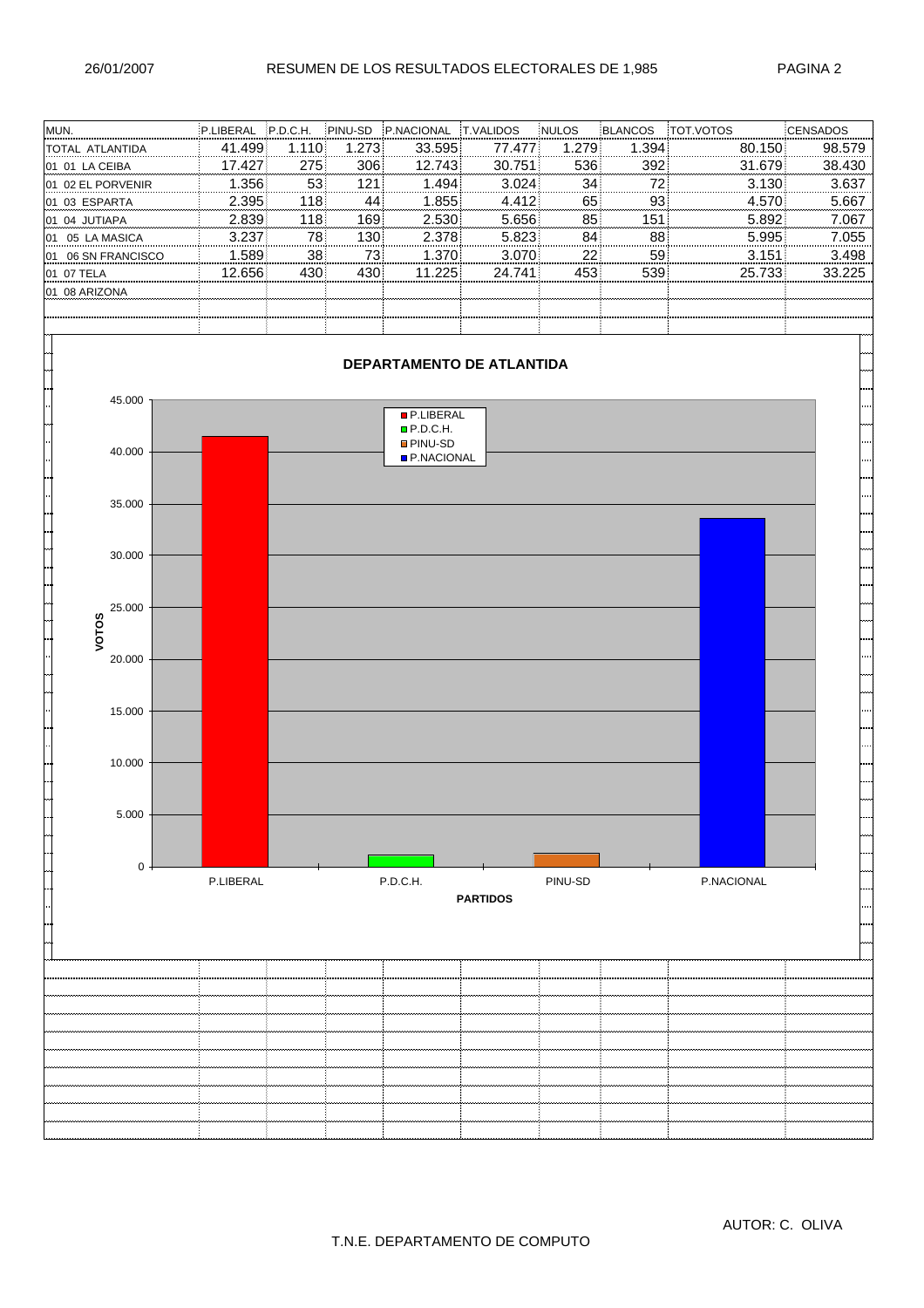# RESUMEN DE LOS RESULTADOS ELECTORALES DE 1,985

| MUN. | P.LIBERAL | P.D.C.H. | PINU-SD | P.NACIONAL | T.VALIDOS | NULOS | BLANCOS | TOT.VOTOS | CENSADOS |
|---|---|---|---|---|---|---|---|---|---|
| TOTAL ATLANTIDA | 41.499 | 1.110 | 1.273 | 33.595 | 77.477 | 1.279 | 1.394 | 80.150 | 98.579 |
| 01 01 LA CEIBA | 17.427 | 275 | 306 | 12.743 | 30.751 | 536 | 392 | 31.679 | 38.430 |
| 01 02 EL PORVENIR | 1.356 | 53 | 121 | 1.494 | 3.024 | 34 | 72 | 3.130 | 3.637 |
| 01 03 ESPARTA | 2.395 | 118 | 44 | 1.855 | 4.412 | 65 | 93 | 4.570 | 5.667 |
| 01 04 JUTIAPA | 2.839 | 118 | 169 | 2.530 | 5.656 | 85 | 151 | 5.892 | 7.067 |
| 01 05 LA MASICA | 3.237 | 78 | 130 | 2.378 | 5.823 | 84 | 88 | 5.995 | 7.055 |
| 01 06 SN FRANCISCO | 1.589 | 38 | 73 | 1.370 | 3.070 | 22 | 59 | 3.151 | 3.498 |
| 01 07 TELA | 12.656 | 430 | 430 | 11.225 | 24.741 | 453 | 539 | 25.733 | 33.225 |
| 01 08 ARIZONA | | | | | | | | | |

**DEPARTAMENTO DE ATLANTIDA**

| PARTIDOS | VOTOS |
|---|---|
| P.LIBERAL | 41.499 |
| P.D.C.H. | 1.110 |
| PINU-SD | 1.273 |
| P.NACIONAL | 33.595 |

AUTOR: C. OLIVA

T.N.E. DEPARTAMENTO DE COMPUTO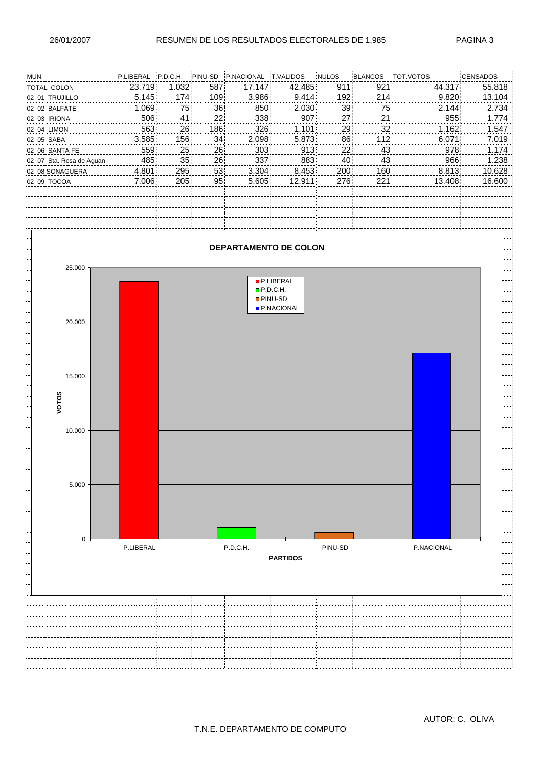# RESUMEN DE LOS RESULTADOS ELECTORALES DE 1,985

26/01/2007

| MUN. | P.LIBERAL | P.D.C.H. | PINU-SD | P.NACIONAL | T.VALIDOS | NULOS | BLANCOS | TOT.VOTOS | CENSADOS |
|---|---|---|---|---|---|---|---|---|---|
| TOTAL COLON | 23.719 | 1.032 | 587 | 17.147 | 42.485 | 911 | 921 | 44.317 | 55.818 |
| 02 01 TRUJILLO | 5.145 | 174 | 109 | 3.986 | 9.414 | 192 | 214 | 9.820 | 13.104 |
| 02 02 BALFATE | 1.069 | 75 | 36 | 850 | 2.030 | 39 | 75 | 2.144 | 2.734 |
| 02 03 IRIONA | 506 | 41 | 22 | 338 | 907 | 27 | 21 | 955 | 1.774 |
| 02 04 LIMON | 563 | 26 | 186 | 326 | 1.101 | 29 | 32 | 1.162 | 1.547 |
| 02 05 SABA | 3.585 | 156 | 34 | 2.098 | 5.873 | 86 | 112 | 6.071 | 7.019 |
| 02 06 SANTA FE | 559 | 25 | 26 | 303 | 913 | 22 | 43 | 978 | 1.174 |
| 02 07 Sta. Rosa de Aguan | 485 | 35 | 26 | 337 | 883 | 40 | 43 | 966 | 1.238 |
| 02 08 SONAGUERA | 4.801 | 295 | 53 | 3.304 | 8.453 | 200 | 160 | 8.813 | 10.628 |
| 02 09 TOCOA | 7.006 | 205 | 95 | 5.605 | 12.911 | 276 | 221 | 13.408 | 16.600 |

## DEPARTAMENTO DE COLON

| PARTIDOS | VOTOS |
|---|---|
| P.LIBERAL | 23.719 |
| P.D.C.H. | 1.032 |
| PINU-SD | 587 |
| P.NACIONAL | 17.147 |

AUTOR: C. OLIVA

T.N.E. DEPARTAMENTO DE COMPUTO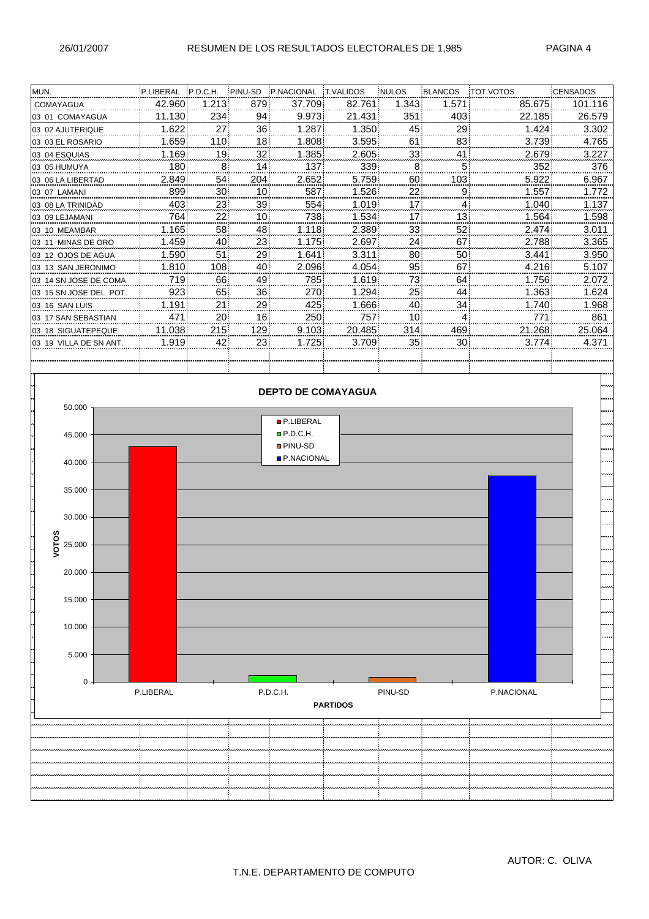# RESUMEN DE LOS RESULTADOS ELECTORALES DE 1,985

26/01/2007

| MUN. | P.LIBERAL | P.D.C.H. | PINU-SD | P.NACIONAL | T.VALIDOS | NULOS | BLANCOS | TOT.VOTOS | CENSADOS |
|---|---|---|---|---|---|---|---|---|---|
| COMAYAGUA | 42.960 | 1.213 | 879 | 37.709 | 82.761 | 1.343 | 1.571 | 85.675 | 101.116 |
| 03 01 COMAYAGUA | 11.130 | 234 | 94 | 9.973 | 21.431 | 351 | 403 | 22.185 | 26.579 |
| 03 02 AJUTERIQUE | 1.622 | 27 | 36 | 1.287 | 1.350 | 45 | 29 | 1.424 | 3.302 |
| 03 03 EL ROSARIO | 1.659 | 110 | 18 | 1.808 | 3.595 | 61 | 83 | 3.739 | 4.765 |
| 03 04 ESQUIAS | 1.169 | 19 | 32 | 1.385 | 2.605 | 33 | 41 | 2.679 | 3.227 |
| 03 05 HUMUYA | 180 | 8 | 14 | 137 | 339 | 8 | 5 | 352 | 376 |
| 03 06 LA LIBERTAD | 2.849 | 54 | 204 | 2.652 | 5.759 | 60 | 103 | 5.922 | 6.967 |
| 03 07 LAMANI | 899 | 30 | 10 | 587 | 1.526 | 22 | 9 | 1.557 | 1.772 |
| 03 08 LA TRINIDAD | 403 | 23 | 39 | 554 | 1.019 | 17 | 4 | 1.040 | 1.137 |
| 03 09 LEJAMANI | 764 | 22 | 10 | 738 | 1.534 | 17 | 13 | 1.564 | 1.598 |
| 03 10 MEAMBAR | 1.165 | 58 | 48 | 1.118 | 2.389 | 33 | 52 | 2.474 | 3.011 |
| 03 11 MINAS DE ORO | 1.459 | 40 | 23 | 1.175 | 2.697 | 24 | 67 | 2.788 | 3.365 |
| 03 12 OJOS DE AGUA | 1.590 | 51 | 29 | 1.641 | 3.311 | 80 | 50 | 3.441 | 3.950 |
| 03 13 SAN JERONIMO | 1.810 | 108 | 40 | 2.096 | 4.054 | 95 | 67 | 4.216 | 5.107 |
| 03 14 SN JOSE DE COMA | 719 | 66 | 49 | 785 | 1.619 | 73 | 64 | 1.756 | 2.072 |
| 03 15 SN JOSE DEL POT. | 923 | 65 | 36 | 270 | 1.294 | 25 | 44 | 1.363 | 1.624 |
| 03 16 SAN LUIS | 1.191 | 21 | 29 | 425 | 1.666 | 40 | 34 | 1.740 | 1.968 |
| 03 17 SAN SEBASTIAN | 471 | 20 | 16 | 250 | 757 | 10 | 4 | 771 | 861 |
| 03 18 SIGUATEPEQUE | 11.038 | 215 | 129 | 9.103 | 20.485 | 314 | 469 | 21.268 | 25.064 |
| 03 19 VILLA DE SN ANT. | 1.919 | 42 | 23 | 1.725 | 3.709 | 35 | 30 | 3.774 | 4.371 |

**DEPTO DE COMAYAGUA**

| PARTIDOS | VOTOS |
|---|---|
| P.LIBERAL | 42.960 |
| P.D.C.H. | 1.213 |
| PINU-SD | 879 |
| P.NACIONAL | 37.709 |

AUTOR: C. OLIVA

T.N.E. DEPARTAMENTO DE COMPUTO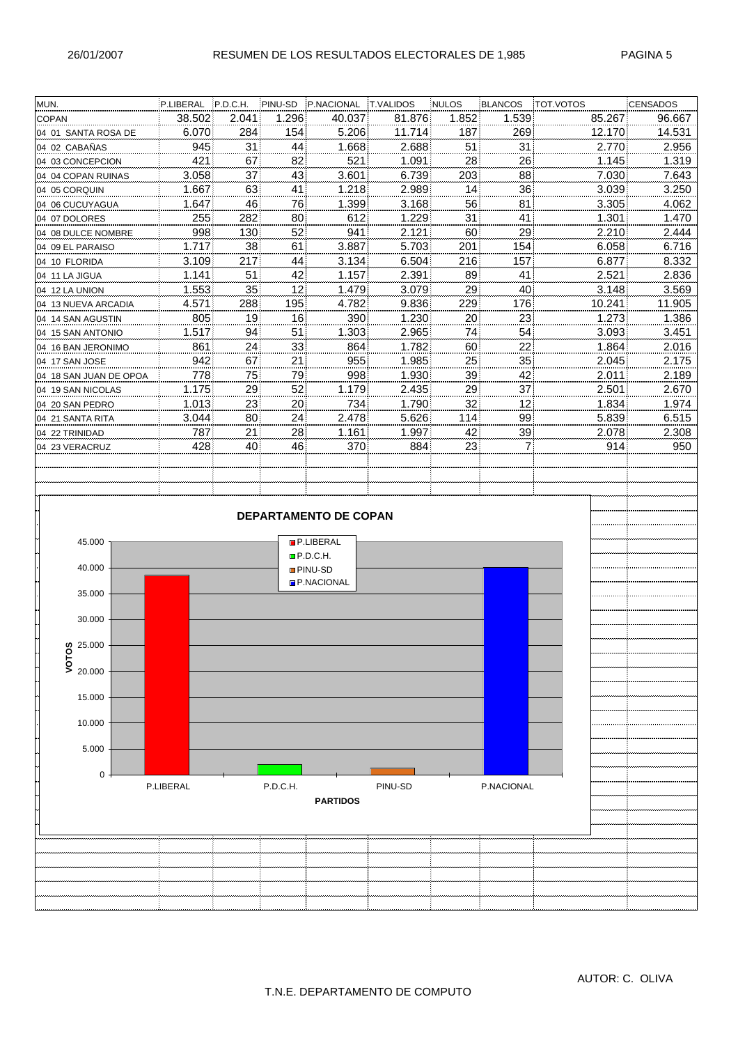# RESUMEN DE LOS RESULTADOS ELECTORALES DE 1,985

| MUN. | P.LIBERAL | P.D.C.H. | PINU-SD | P.NACIONAL | T.VALIDOS | NULOS | BLANCOS | TOT.VOTOS | CENSADOS |
|---|---|---|---|---|---|---|---|---|---|
| COPAN | 38.502 | 2.041 | 1.296 | 40.037 | 81.876 | 1.852 | 1.539 | 85.267 | 96.667 |
| 04 01 SANTA ROSA DE | 6.070 | 284 | 154 | 5.206 | 11.714 | 187 | 269 | 12.170 | 14.531 |
| 04 02 CABAÑAS | 945 | 31 | 44 | 1.668 | 2.688 | 51 | 31 | 2.770 | 2.956 |
| 04 03 CONCEPCION | 421 | 67 | 82 | 521 | 1.091 | 28 | 26 | 1.145 | 1.319 |
| 04 04 COPAN RUINAS | 3.058 | 37 | 43 | 3.601 | 6.739 | 203 | 88 | 7.030 | 7.643 |
| 04 05 CORQUIN | 1.667 | 63 | 41 | 1.218 | 2.989 | 14 | 36 | 3.039 | 3.250 |
| 04 06 CUCUYAGUA | 1.647 | 46 | 76 | 1.399 | 3.168 | 56 | 81 | 3.305 | 4.062 |
| 04 07 DOLORES | 255 | 282 | 80 | 612 | 1.229 | 31 | 41 | 1.301 | 1.470 |
| 04 08 DULCE NOMBRE | 998 | 130 | 52 | 941 | 2.121 | 60 | 29 | 2.210 | 2.444 |
| 04 09 EL PARAISO | 1.717 | 38 | 61 | 3.887 | 5.703 | 201 | 154 | 6.058 | 6.716 |
| 04 10 FLORIDA | 3.109 | 217 | 44 | 3.134 | 6.504 | 216 | 157 | 6.877 | 8.332 |
| 04 11 LA JIGUA | 1.141 | 51 | 42 | 1.157 | 2.391 | 89 | 41 | 2.521 | 2.836 |
| 04 12 LA UNION | 1.553 | 35 | 12 | 1.479 | 3.079 | 29 | 40 | 3.148 | 3.569 |
| 04 13 NUEVA ARCADIA | 4.571 | 288 | 195 | 4.782 | 9.836 | 229 | 176 | 10.241 | 11.905 |
| 04 14 SAN AGUSTIN | 805 | 19 | 16 | 390 | 1.230 | 20 | 23 | 1.273 | 1.386 |
| 04 15 SAN ANTONIO | 1.517 | 94 | 51 | 1.303 | 2.965 | 74 | 54 | 3.093 | 3.451 |
| 04 16 BAN JERONIMO | 861 | 24 | 33 | 864 | 1.782 | 60 | 22 | 1.864 | 2.016 |
| 04 17 SAN JOSE | 942 | 67 | 21 | 955 | 1.985 | 25 | 35 | 2.045 | 2.175 |
| 04 18 SAN JUAN DE OPOA | 778 | 75 | 79 | 998 | 1.930 | 39 | 42 | 2.011 | 2.189 |
| 04 19 SAN NICOLAS | 1.175 | 29 | 52 | 1.179 | 2.435 | 29 | 37 | 2.501 | 2.670 |
| 04 20 SAN PEDRO | 1.013 | 23 | 20 | 734 | 1.790 | 32 | 12 | 1.834 | 1.974 |
| 04 21 SANTA RITA | 3.044 | 80 | 24 | 2.478 | 5.626 | 114 | 99 | 5.839 | 6.515 |
| 04 22 TRINIDAD | 787 | 21 | 28 | 1.161 | 1.997 | 42 | 39 | 2.078 | 2.308 |
| 04 23 VERACRUZ | 428 | 40 | 46 | 370 | 884 | 23 | 7 | 914 | 950 |

**DEPARTAMENTO DE COPAN**

| PARTIDOS | VOTOS |
|---|---|
| P.LIBERAL | 38.502 |
| P.D.C.H. | 2.041 |
| PINU-SD | 1.296 |
| P.NACIONAL | 40.037 |

AUTOR: C. OLIVA

T.N.E. DEPARTAMENTO DE COMPUTO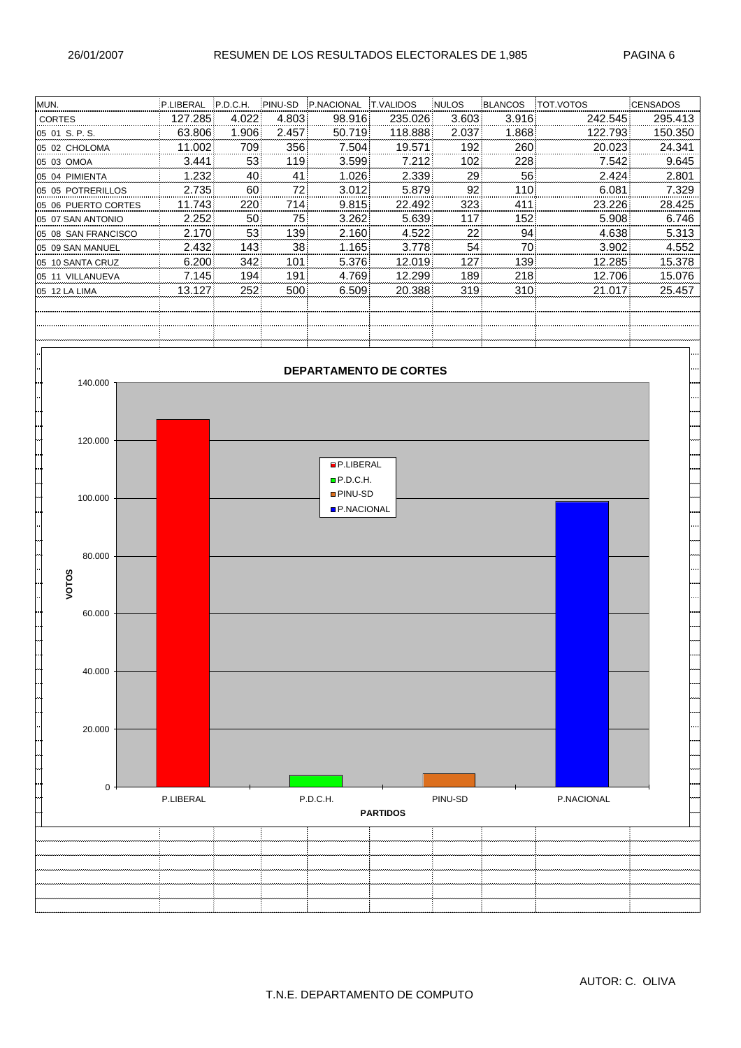26/01/2007 RESUMEN DE LOS RESULTADOS ELECTORALES DE 1,985 PAGINA 6

| MUN. | P.LIBERAL | P.D.C.H. | PINU-SD | P.NACIONAL | T.VALIDOS | NULOS | BLANCOS | TOT.VOTOS | CENSADOS |
|---|---|---|---|---|---|---|---|---|---|
| CORTES | 127.285 | 4.022 | 4.803 | 98.916 | 235.026 | 3.603 | 3.916 | 242.545 | 295.413 |
| 05 01 S. P. S. | 63.806 | 1.906 | 2.457 | 50.719 | 118.888 | 2.037 | 1.868 | 122.793 | 150.350 |
| 05 02 CHOLOMA | 11.002 | 709 | 356 | 7.504 | 19.571 | 192 | 260 | 20.023 | 24.341 |
| 05 03 OMOA | 3.441 | 53 | 119 | 3.599 | 7.212 | 102 | 228 | 7.542 | 9.645 |
| 05 04 PIMIENTA | 1.232 | 40 | 41 | 1.026 | 2.339 | 29 | 56 | 2.424 | 2.801 |
| 05 05 POTRERILLOS | 2.735 | 60 | 72 | 3.012 | 5.879 | 92 | 110 | 6.081 | 7.329 |
| 05 06 PUERTO CORTES | 11.743 | 220 | 714 | 9.815 | 22.492 | 323 | 411 | 23.226 | 28.425 |
| 05 07 SAN ANTONIO | 2.252 | 50 | 75 | 3.262 | 5.639 | 117 | 152 | 5.908 | 6.746 |
| 05 08 SAN FRANCISCO | 2.170 | 53 | 139 | 2.160 | 4.522 | 22 | 94 | 4.638 | 5.313 |
| 05 09 SAN MANUEL | 2.432 | 143 | 38 | 1.165 | 3.778 | 54 | 70 | 3.902 | 4.552 |
| 05 10 SANTA CRUZ | 6.200 | 342 | 101 | 5.376 | 12.019 | 127 | 139 | 12.285 | 15.378 |
| 05 11 VILLANUEVA | 7.145 | 194 | 191 | 4.769 | 12.299 | 189 | 218 | 12.706 | 15.076 |
| 05 12 LA LIMA | 13.127 | 252 | 500 | 6.509 | 20.388 | 319 | 310 | 21.017 | 25.457 |

**DEPARTAMENTO DE CORTES**

| PARTIDOS | VOTOS |
|---|---|
| P.LIBERAL | 127.285 |
| P.D.C.H. | 4.022 |
| PINU-SD | 4.803 |
| P.NACIONAL | 98.916 |

AUTOR: C. OLIVA

T.N.E. DEPARTAMENTO DE COMPUTO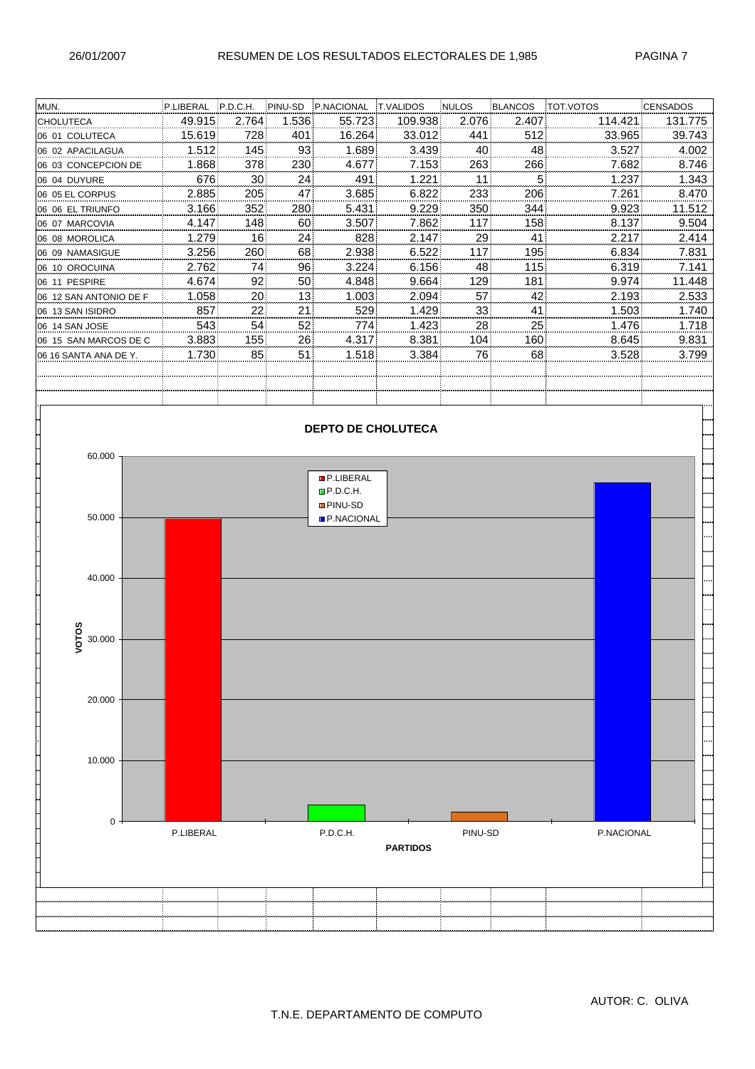# RESUMEN DE LOS RESULTADOS ELECTORALES DE 1,985

| MUN. | P.LIBERAL | P.D.C.H. | PINU-SD | P.NACIONAL | T.VALIDOS | NULOS | BLANCOS | TOT.VOTOS | CENSADOS |
|---|---|---|---|---|---|---|---|---|---|
| CHOLUTECA | 49.915 | 2.764 | 1.536 | 55.723 | 109.938 | 2.076 | 2.407 | 114.421 | 131.775 |
| 06 01 COLUTECA | 15.619 | 728 | 401 | 16.264 | 33.012 | 441 | 512 | 33.965 | 39.743 |
| 06 02 APACILAGUA | 1.512 | 145 | 93 | 1.689 | 3.439 | 40 | 48 | 3.527 | 4.002 |
| 06 03 CONCEPCION DE | 1.868 | 378 | 230 | 4.677 | 7.153 | 263 | 266 | 7.682 | 8.746 |
| 06 04 DUYURE | 676 | 30 | 24 | 491 | 1.221 | 11 | 5 | 1.237 | 1.343 |
| 06 05 EL CORPUS | 2.885 | 205 | 47 | 3.685 | 6.822 | 233 | 206 | 7.261 | 8.470 |
| 06 06 EL TRIUNFO | 3.166 | 352 | 280 | 5.431 | 9.229 | 350 | 344 | 9.923 | 11.512 |
| 06 07 MARCOVIA | 4.147 | 148 | 60 | 3.507 | 7.862 | 117 | 158 | 8.137 | 9.504 |
| 06 08 MOROLICA | 1.279 | 16 | 24 | 828 | 2.147 | 29 | 41 | 2.217 | 2.414 |
| 06 09 NAMASIGUE | 3.256 | 260 | 68 | 2.938 | 6.522 | 117 | 195 | 6.834 | 7.831 |
| 06 10 OROCUINA | 2.762 | 74 | 96 | 3.224 | 6.156 | 48 | 115 | 6.319 | 7.141 |
| 06 11 PESPIRE | 4.674 | 92 | 50 | 4.848 | 9.664 | 129 | 181 | 9.974 | 11.448 |
| 06 12 SAN ANTONIO DE F | 1.058 | 20 | 13 | 1.003 | 2.094 | 57 | 42 | 2.193 | 2.533 |
| 06 13 SAN ISIDRO | 857 | 22 | 21 | 529 | 1.429 | 33 | 41 | 1.503 | 1.740 |
| 06 14 SAN JOSE | 543 | 54 | 52 | 774 | 1.423 | 28 | 25 | 1.476 | 1.718 |
| 06 15 SAN MARCOS DE C | 3.883 | 155 | 26 | 4.317 | 8.381 | 104 | 160 | 8.645 | 9.831 |
| 06 16 SANTA ANA DE Y. | 1.730 | 85 | 51 | 1.518 | 3.384 | 76 | 68 | 3.528 | 3.799 |

**DEPTO DE CHOLUTECA**

AUTOR: C. OLIVA

T.N.E. DEPARTAMENTO DE COMPUTO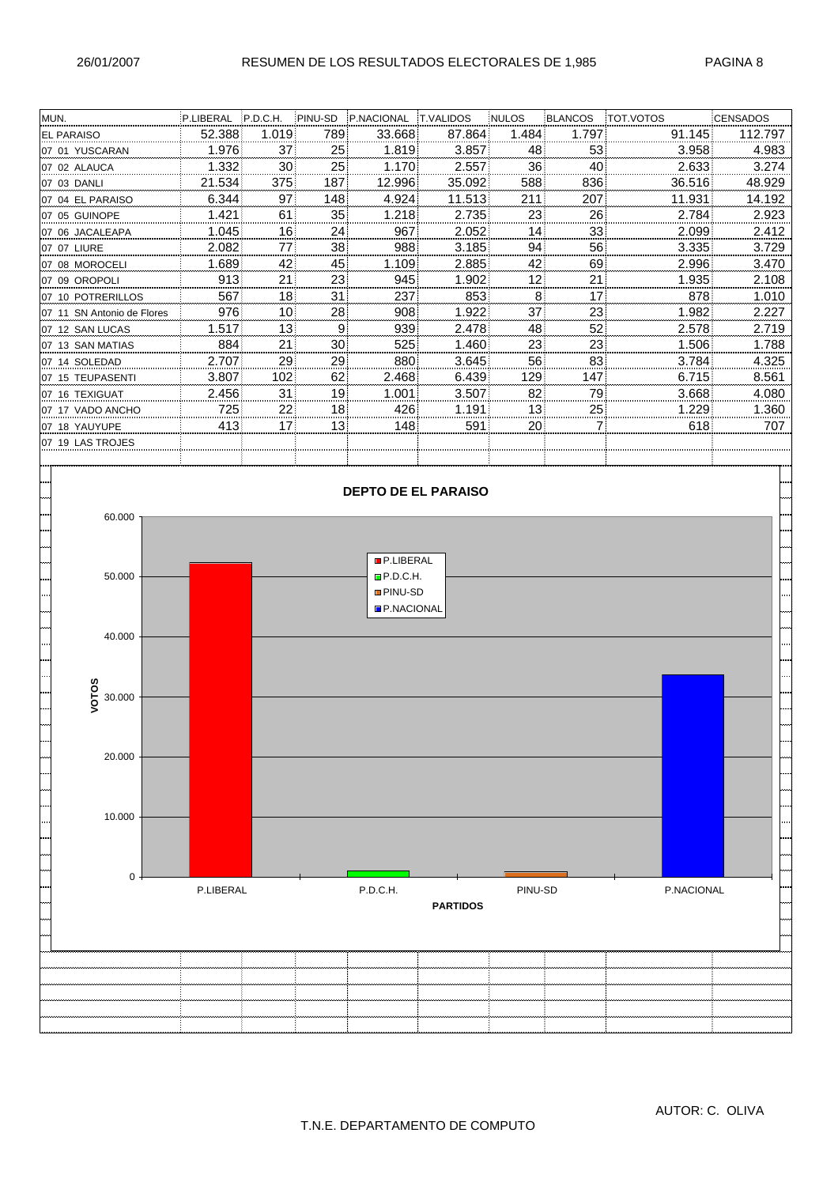# RESUMEN DE LOS RESULTADOS ELECTORALES DE 1,985

26/01/2007

| MUN. | P.LIBERAL | P.D.C.H. | PINU-SD | P.NACIONAL | T.VALIDOS | NULOS | BLANCOS | TOT.VOTOS | CENSADOS |
|---|---|---|---|---|---|---|---|---|---|
| EL PARAISO | 52.388 | 1.019 | 789 | 33.668 | 87.864 | 1.484 | 1.797 | 91.145 | 112.797 |
| 07 01 YUSCARAN | 1.976 | 37 | 25 | 1.819 | 3.857 | 48 | 53 | 3.958 | 4.983 |
| 07 02 ALAUCA | 1.332 | 30 | 25 | 1.170 | 2.557 | 36 | 40 | 2.633 | 3.274 |
| 07 03 DANLI | 21.534 | 375 | 187 | 12.996 | 35.092 | 588 | 836 | 36.516 | 48.929 |
| 07 04 EL PARAISO | 6.344 | 97 | 148 | 4.924 | 11.513 | 211 | 207 | 11.931 | 14.192 |
| 07 05 GUINOPE | 1.421 | 61 | 35 | 1.218 | 2.735 | 23 | 26 | 2.784 | 2.923 |
| 07 06 JACALEAPA | 1.045 | 16 | 24 | 967 | 2.052 | 14 | 33 | 2.099 | 2.412 |
| 07 07 LIURE | 2.082 | 77 | 38 | 988 | 3.185 | 94 | 56 | 3.335 | 3.729 |
| 07 08 MOROCELI | 1.689 | 42 | 45 | 1.109 | 2.885 | 42 | 69 | 2.996 | 3.470 |
| 07 09 OROPOLI | 913 | 21 | 23 | 945 | 1.902 | 12 | 21 | 1.935 | 2.108 |
| 07 10 POTRERILLOS | 567 | 18 | 31 | 237 | 853 | 8 | 17 | 878 | 1.010 |
| 07 11 SN Antonio de Flores | 976 | 10 | 28 | 908 | 1.922 | 37 | 23 | 1.982 | 2.227 |
| 07 12 SAN LUCAS | 1.517 | 13 | 9 | 939 | 2.478 | 48 | 52 | 2.578 | 2.719 |
| 07 13 SAN MATIAS | 884 | 21 | 30 | 525 | 1.460 | 23 | 23 | 1.506 | 1.788 |
| 07 14 SOLEDAD | 2.707 | 29 | 29 | 880 | 3.645 | 56 | 83 | 3.784 | 4.325 |
| 07 15 TEUPASENTI | 3.807 | 102 | 62 | 2.468 | 6.439 | 129 | 147 | 6.715 | 8.561 |
| 07 16 TEXIGUAT | 2.456 | 31 | 19 | 1.001 | 3.507 | 82 | 79 | 3.668 | 4.080 |
| 07 17 VADO ANCHO | 725 | 22 | 18 | 426 | 1.191 | 13 | 25 | 1.229 | 1.360 |
| 07 18 YAUYUPE | 413 | 17 | 13 | 148 | 591 | 20 | 7 | 618 | 707 |
| 07 19 LAS TROJES | | | | | | | | | |

**DEPTO DE EL PARAISO**

| PARTIDOS | VOTOS |
|---|---|
| P.LIBERAL | 52.388 |
| P.D.C.H. | 1.019 |
| PINU-SD | 789 |
| P.NACIONAL | 33.668 |

AUTOR: C. OLIVA

T.N.E. DEPARTAMENTO DE COMPUTO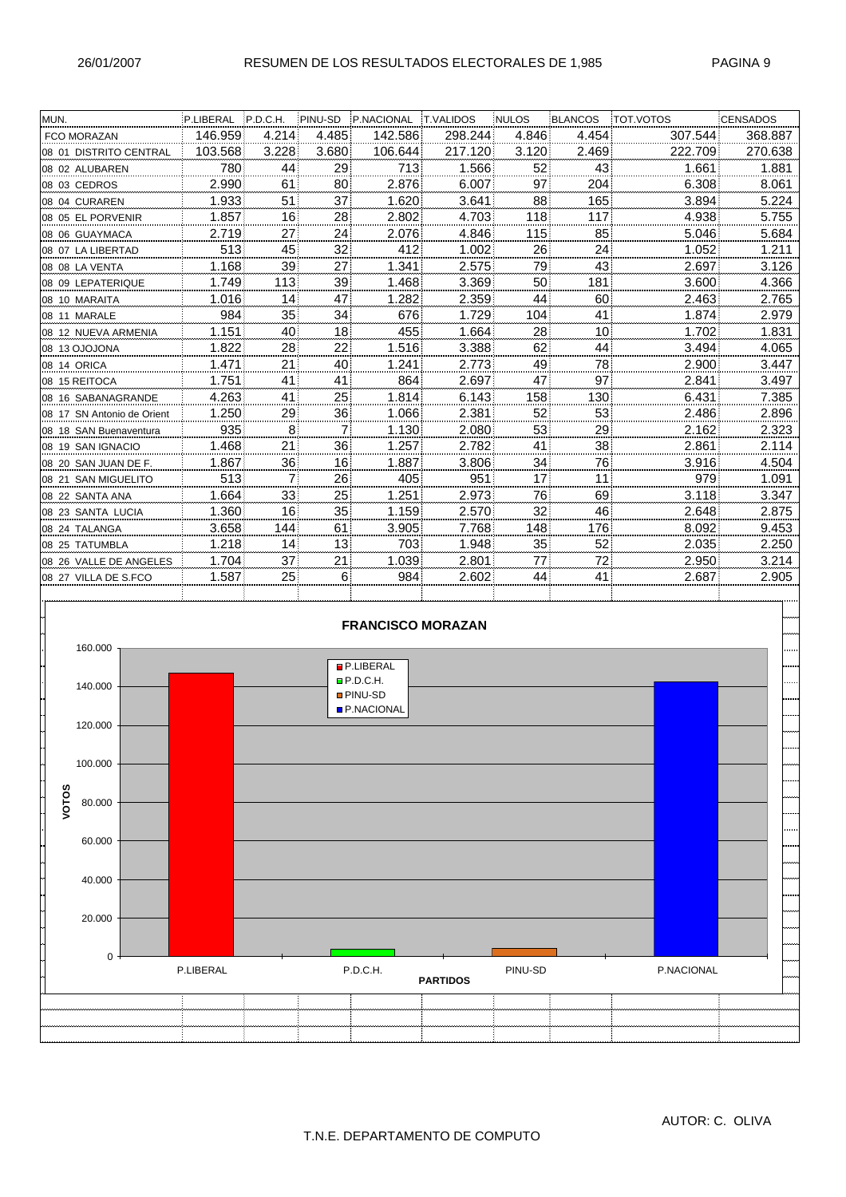# RESUMEN DE LOS RESULTADOS ELECTORALES DE 1,985

26/01/2007

| MUN. | P.LIBERAL | P.D.C.H. | PINU-SD | P.NACIONAL | T.VALIDOS | NULOS | BLANCOS | TOT.VOTOS | CENSADOS |
|---|---|---|---|---|---|---|---|---|---|
| FCO MORAZAN | 146.959 | 4.214 | 4.485 | 142.586 | 298.244 | 4.846 | 4.454 | 307.544 | 368.887 |
| 08 01 DISTRITO CENTRAL | 103.568 | 3.228 | 3.680 | 106.644 | 217.120 | 3.120 | 2.469 | 222.709 | 270.638 |
| 08 02 ALUBAREN | 780 | 44 | 29 | 713 | 1.566 | 52 | 43 | 1.661 | 1.881 |
| 08 03 CEDROS | 2.990 | 61 | 80 | 2.876 | 6.007 | 97 | 204 | 6.308 | 8.061 |
| 08 04 CURAREN | 1.933 | 51 | 37 | 1.620 | 3.641 | 88 | 165 | 3.894 | 5.224 |
| 08 05 EL PORVENIR | 1.857 | 16 | 28 | 2.802 | 4.703 | 118 | 117 | 4.938 | 5.755 |
| 08 06 GUAYMACA | 2.719 | 27 | 24 | 2.076 | 4.846 | 115 | 85 | 5.046 | 5.684 |
| 08 07 LA LIBERTAD | 513 | 45 | 32 | 412 | 1.002 | 26 | 24 | 1.052 | 1.211 |
| 08 08 LA VENTA | 1.168 | 39 | 27 | 1.341 | 2.575 | 79 | 43 | 2.697 | 3.126 |
| 08 09 LEPATERIQUE | 1.749 | 113 | 39 | 1.468 | 3.369 | 50 | 181 | 3.600 | 4.366 |
| 08 10 MARAITA | 1.016 | 14 | 47 | 1.282 | 2.359 | 44 | 60 | 2.463 | 2.765 |
| 08 11 MARALE | 984 | 35 | 34 | 676 | 1.729 | 104 | 41 | 1.874 | 2.979 |
| 08 12 NUEVA ARMENIA | 1.151 | 40 | 18 | 455 | 1.664 | 28 | 10 | 1.702 | 1.831 |
| 08 13 OJOJONA | 1.822 | 28 | 22 | 1.516 | 3.388 | 62 | 44 | 3.494 | 4.065 |
| 08 14 ORICA | 1.471 | 21 | 40 | 1.241 | 2.773 | 49 | 78 | 2.900 | 3.447 |
| 08 15 REITOCA | 1.751 | 41 | 41 | 864 | 2.697 | 47 | 97 | 2.841 | 3.497 |
| 08 16 SABANAGRANDE | 4.263 | 41 | 25 | 1.814 | 6.143 | 158 | 130 | 6.431 | 7.385 |
| 08 17 SN Antonio de Orient | 1.250 | 29 | 36 | 1.066 | 2.381 | 52 | 53 | 2.486 | 2.896 |
| 08 18 SAN Buenaventura | 935 | 8 | 7 | 1.130 | 2.080 | 53 | 29 | 2.162 | 2.323 |
| 08 19 SAN IGNACIO | 1.468 | 21 | 36 | 1.257 | 2.782 | 41 | 38 | 2.861 | 2.114 |
| 08 20 SAN JUAN DE F. | 1.867 | 36 | 16 | 1.887 | 3.806 | 34 | 76 | 3.916 | 4.504 |
| 08 21 SAN MIGUELITO | 513 | 7 | 26 | 405 | 951 | 17 | 11 | 979 | 1.091 |
| 08 22 SANTA ANA | 1.664 | 33 | 25 | 1.251 | 2.973 | 76 | 69 | 3.118 | 3.347 |
| 08 23 SANTA LUCIA | 1.360 | 16 | 35 | 1.159 | 2.570 | 32 | 46 | 2.648 | 2.875 |
| 08 24 TALANGA | 3.658 | 144 | 61 | 3.905 | 7.768 | 148 | 176 | 8.092 | 9.453 |
| 08 25 TATUMBLA | 1.218 | 14 | 13 | 703 | 1.948 | 35 | 52 | 2.035 | 2.250 |
| 08 26 VALLE DE ANGELES | 1.704 | 37 | 21 | 1.039 | 2.801 | 77 | 72 | 2.950 | 3.214 |
| 08 27 VILLA DE S.FCO | 1.587 | 25 | 6 | 984 | 2.602 | 44 | 41 | 2.687 | 2.905 |

**FRANCISCO MORAZAN**

| PARTIDOS | VOTOS |
|---|---|
| P.LIBERAL | 146.959 |
| P.D.C.H. | 4.214 |
| PINU-SD | 4.485 |
| P.NACIONAL | 142.586 |

AUTOR: C. OLIVA

T.N.E. DEPARTAMENTO DE COMPUTO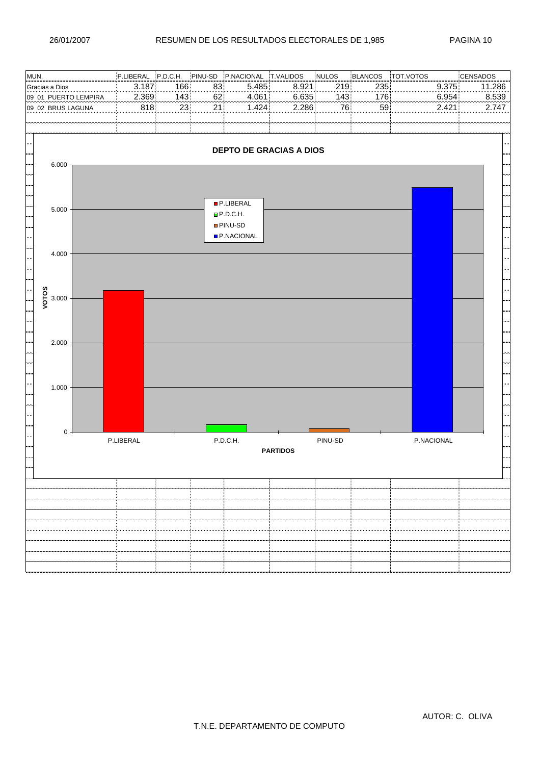# RESUMEN DE LOS RESULTADOS ELECTORALES DE 1,985

26/01/2007

| MUN. | P.LIBERAL | P.D.C.H. | PINU-SD | P.NACIONAL | T.VALIDOS | NULOS | BLANCOS | TOT.VOTOS | CENSADOS |
|---|---|---|---|---|---|---|---|---|---|
| Gracias a Dios | 3.187 | 166 | 83 | 5.485 | 8.921 | 219 | 235 | 9.375 | 11.286 |
| 09 01 PUERTO LEMPIRA | 2.369 | 143 | 62 | 4.061 | 6.635 | 143 | 176 | 6.954 | 8.539 |
| 09 02 BRUS LAGUNA | 818 | 23 | 21 | 1.424 | 2.286 | 76 | 59 | 2.421 | 2.747 |

**DEPTO DE GRACIAS A DIOS**

| PARTIDOS | VOTOS |
|---|---|
| P.LIBERAL | 3.187 |
| P.D.C.H. | 166 |
| PINU-SD | 83 |
| P.NACIONAL | 5.485 |

AUTOR: C. OLIVA

T.N.E. DEPARTAMENTO DE COMPUTO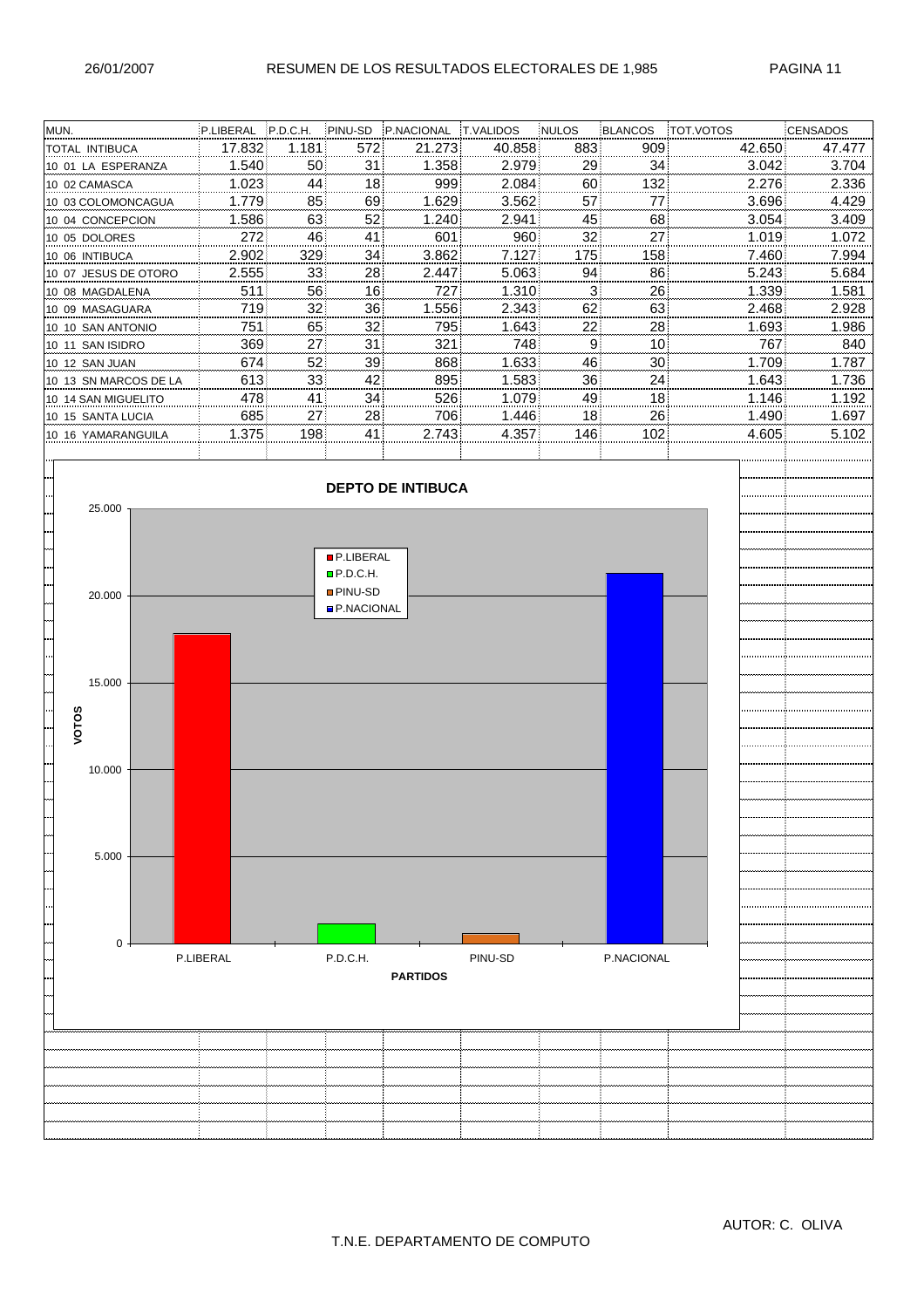# RESUMEN DE LOS RESULTADOS ELECTORALES DE 1,985

| MUN. | P.LIBERAL | P.D.C.H. | PINU-SD | P.NACIONAL | T.VALIDOS | NULOS | BLANCOS | TOT.VOTOS | CENSADOS |
|---|---|---|---|---|---|---|---|---|---|
| TOTAL INTIBUCA | 17.832 | 1.181 | 572 | 21.273 | 40.858 | 883 | 909 | 42.650 | 47.477 |
| 10 01 LA ESPERANZA | 1.540 | 50 | 31 | 1.358 | 2.979 | 29 | 34 | 3.042 | 3.704 |
| 10 02 CAMASCA | 1.023 | 44 | 18 | 999 | 2.084 | 60 | 132 | 2.276 | 2.336 |
| 10 03 COLOMONCAGUA | 1.779 | 85 | 69 | 1.629 | 3.562 | 57 | 77 | 3.696 | 4.429 |
| 10 04 CONCEPCION | 1.586 | 63 | 52 | 1.240 | 2.941 | 45 | 68 | 3.054 | 3.409 |
| 10 05 DOLORES | 272 | 46 | 41 | 601 | 960 | 32 | 27 | 1.019 | 1.072 |
| 10 06 INTIBUCA | 2.902 | 329 | 34 | 3.862 | 7.127 | 175 | 158 | 7.460 | 7.994 |
| 10 07 JESUS DE OTORO | 2.555 | 33 | 28 | 2.447 | 5.063 | 94 | 86 | 5.243 | 5.684 |
| 10 08 MAGDALENA | 511 | 56 | 16 | 727 | 1.310 | 3 | 26 | 1.339 | 1.581 |
| 10 09 MASAGUARA | 719 | 32 | 36 | 1.556 | 2.343 | 62 | 63 | 2.468 | 2.928 |
| 10 10 SAN ANTONIO | 751 | 65 | 32 | 795 | 1.643 | 22 | 28 | 1.693 | 1.986 |
| 10 11 SAN ISIDRO | 369 | 27 | 31 | 321 | 748 | 9 | 10 | 767 | 840 |
| 10 12 SAN JUAN | 674 | 52 | 39 | 868 | 1.633 | 46 | 30 | 1.709 | 1.787 |
| 10 13 SN MARCOS DE LA | 613 | 33 | 42 | 895 | 1.583 | 36 | 24 | 1.643 | 1.736 |
| 10 14 SAN MIGUELITO | 478 | 41 | 34 | 526 | 1.079 | 49 | 18 | 1.146 | 1.192 |
| 10 15 SANTA LUCIA | 685 | 27 | 28 | 706 | 1.446 | 18 | 26 | 1.490 | 1.697 |
| 10 16 YAMARANGUILA | 1.375 | 198 | 41 | 2.743 | 4.357 | 146 | 102 | 4.605 | 5.102 |

## DEPTO DE INTIBUCA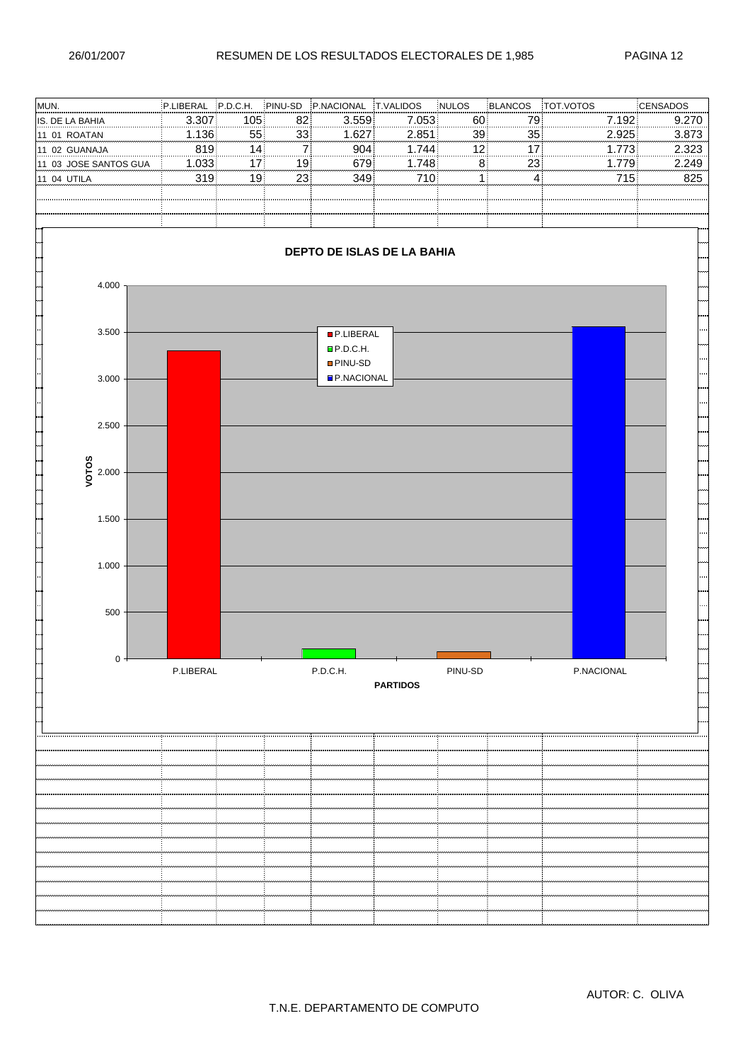# RESUMEN DE LOS RESULTADOS ELECTORALES DE 1,985

| MUN. | P.LIBERAL | P.D.C.H. | PINU-SD | P.NACIONAL | T.VALIDOS | NULOS | BLANCOS | TOT.VOTOS | CENSADOS |
|---|---|---|---|---|---|---|---|---|---|
| IS. DE LA BAHIA | 3.307 | 105 | 82 | 3.559 | 7.053 | 60 | 79 | 7.192 | 9.270 |
| 11 01 ROATAN | 1.136 | 55 | 33 | 1.627 | 2.851 | 39 | 35 | 2.925 | 3.873 |
| 11 02 GUANAJA | 819 | 14 | 7 | 904 | 1.744 | 12 | 17 | 1.773 | 2.323 |
| 11 03 JOSE SANTOS GUA | 1.033 | 17 | 19 | 679 | 1.748 | 8 | 23 | 1.779 | 2.249 |
| 11 04 UTILA | 319 | 19 | 23 | 349 | 710 | 1 | 4 | 715 | 825 |

**DEPTO DE ISLAS DE LA BAHIA**

| PARTIDOS | VOTOS |
|---|---|
| P.LIBERAL | 3.307 |
| P.D.C.H. | 105 |
| PINU-SD | 82 |
| P.NACIONAL | 3.559 |

AUTOR: C. OLIVA

T.N.E. DEPARTAMENTO DE COMPUTO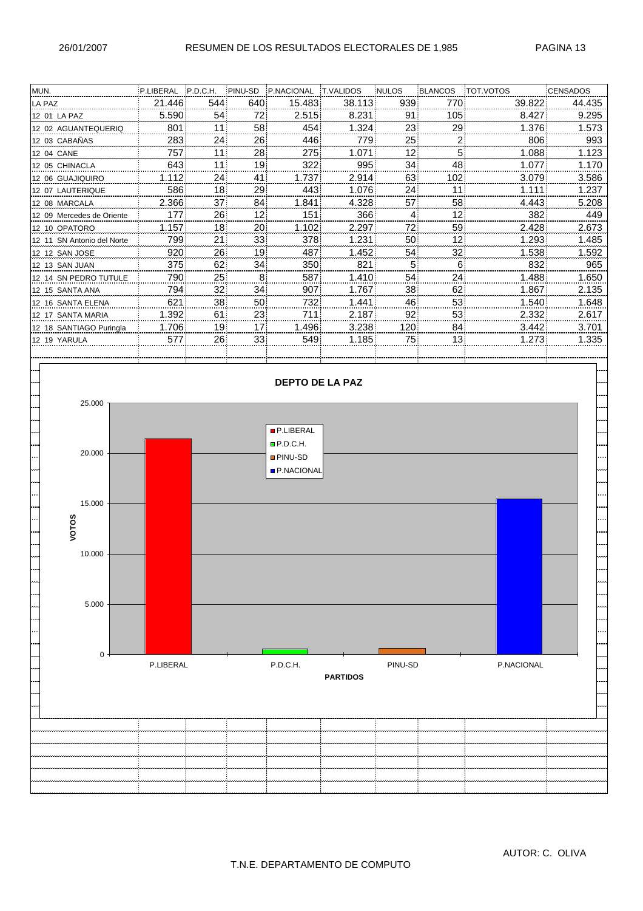# RESUMEN DE LOS RESULTADOS ELECTORALES DE 1,985

| MUN. | P.LIBERAL | P.D.C.H. | PINU-SD | P.NACIONAL | T.VALIDOS | NULOS | BLANCOS | TOT.VOTOS | CENSADOS |
|---|---|---|---|---|---|---|---|---|---|
| LA PAZ | 21.446 | 544 | 640 | 15.483 | 38.113 | 939 | 770 | 39.822 | 44.435 |
| 12 01 LA PAZ | 5.590 | 54 | 72 | 2.515 | 8.231 | 91 | 105 | 8.427 | 9.295 |
| 12 02 AGUANTEQUERIQ | 801 | 11 | 58 | 454 | 1.324 | 23 | 29 | 1.376 | 1.573 |
| 12 03 CABAÑAS | 283 | 24 | 26 | 446 | 779 | 25 | 2 | 806 | 993 |
| 12 04 CANE | 757 | 11 | 28 | 275 | 1.071 | 12 | 5 | 1.088 | 1.123 |
| 12 05 CHINACLA | 643 | 11 | 19 | 322 | 995 | 34 | 48 | 1.077 | 1.170 |
| 12 06 GUAJIQUIRO | 1.112 | 24 | 41 | 1.737 | 2.914 | 63 | 102 | 3.079 | 3.586 |
| 12 07 LAUTERIQUE | 586 | 18 | 29 | 443 | 1.076 | 24 | 11 | 1.111 | 1.237 |
| 12 08 MARCALA | 2.366 | 37 | 84 | 1.841 | 4.328 | 57 | 58 | 4.443 | 5.208 |
| 12 09 Mercedes de Oriente | 177 | 26 | 12 | 151 | 366 | 4 | 12 | 382 | 449 |
| 12 10 OPATORO | 1.157 | 18 | 20 | 1.102 | 2.297 | 72 | 59 | 2.428 | 2.673 |
| 12 11 SN Antonio del Norte | 799 | 21 | 33 | 378 | 1.231 | 50 | 12 | 1.293 | 1.485 |
| 12 12 SAN JOSE | 920 | 26 | 19 | 487 | 1.452 | 54 | 32 | 1.538 | 1.592 |
| 12 13 SAN JUAN | 375 | 62 | 34 | 350 | 821 | 5 | 6 | 832 | 965 |
| 12 14 SN PEDRO TUTULE | 790 | 25 | 8 | 587 | 1.410 | 54 | 24 | 1.488 | 1.650 |
| 12 15 SANTA ANA | 794 | 32 | 34 | 907 | 1.767 | 38 | 62 | 1.867 | 2.135 |
| 12 16 SANTA ELENA | 621 | 38 | 50 | 732 | 1.441 | 46 | 53 | 1.540 | 1.648 |
| 12 17 SANTA MARIA | 1.392 | 61 | 23 | 711 | 2.187 | 92 | 53 | 2.332 | 2.617 |
| 12 18 SANTIAGO Puringla | 1.706 | 19 | 17 | 1.496 | 3.238 | 120 | 84 | 3.442 | 3.701 |
| 12 19 YARULA | 577 | 26 | 33 | 549 | 1.185 | 75 | 13 | 1.273 | 1.335 |

**DEPTO DE LA PAZ**

(Gráfico de barras — VOTOS por PARTIDOS: P.LIBERAL, P.D.C.H., PINU-SD, P.NACIONAL)

AUTOR: C. OLIVA

T.N.E. DEPARTAMENTO DE COMPUTO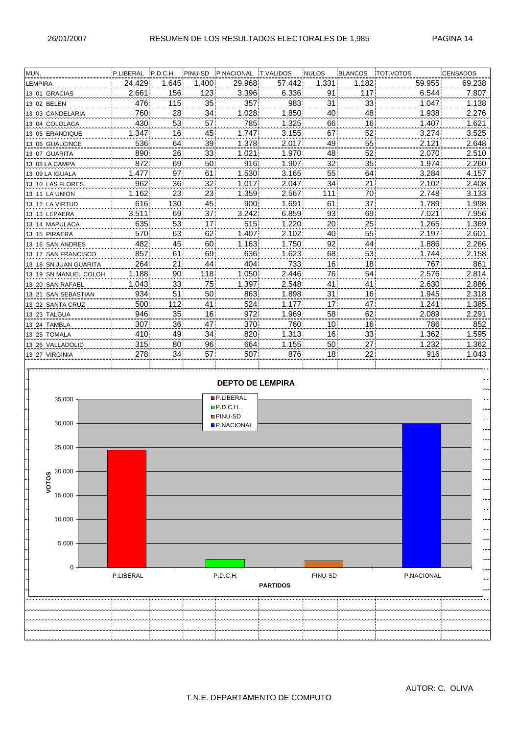## RESUMEN DE LOS RESULTADOS ELECTORALES DE 1,985

| MUN. | P.LIBERAL | P.D.C.H. | PINU-SD | P.NACIONAL | T.VALIDOS | NULOS | BLANCOS | TOT.VOTOS | CENSADOS |
|---|---|---|---|---|---|---|---|---|---|
| LEMPIRA | 24.429 | 1.645 | 1.400 | 29.968 | 57.442 | 1.331 | 1.182 | 59.955 | 69.238 |
| 13 01 GRACIAS | 2.661 | 156 | 123 | 3.396 | 6.336 | 91 | 117 | 6.544 | 7.807 |
| 13 02 BELEN | 476 | 115 | 35 | 357 | 983 | 31 | 33 | 1.047 | 1.138 |
| 13 03 CANDELARIA | 760 | 28 | 34 | 1.028 | 1.850 | 40 | 48 | 1.938 | 2.276 |
| 13 04 COLOLACA | 430 | 53 | 57 | 785 | 1.325 | 66 | 16 | 1.407 | 1.621 |
| 13 05 ERANDIQUE | 1.347 | 16 | 45 | 1.747 | 3.155 | 67 | 52 | 3.274 | 3.525 |
| 13 06 GUALCINCE | 536 | 64 | 39 | 1.378 | 2.017 | 49 | 55 | 2.121 | 2.648 |
| 13 07 GUARITA | 890 | 26 | 33 | 1.021 | 1.970 | 48 | 52 | 2.070 | 2.510 |
| 13 08 LA CAMPA | 872 | 69 | 50 | 916 | 1.907 | 32 | 35 | 1.974 | 2.260 |
| 13 09 LA IGUALA | 1.477 | 97 | 61 | 1.530 | 3.165 | 55 | 64 | 3.284 | 4.157 |
| 13 10 LAS FLORES | 962 | 36 | 32 | 1.017 | 2.047 | 34 | 21 | 2.102 | 2.408 |
| 13 11 LA UNION | 1.162 | 23 | 23 | 1.359 | 2.567 | 111 | 70 | 2.748 | 3.133 |
| 13 12 LA VIRTUD | 616 | 130 | 45 | 900 | 1.691 | 61 | 37 | 1.789 | 1.998 |
| 13 13 LEPAERA | 3.511 | 69 | 37 | 3.242 | 6.859 | 93 | 69 | 7.021 | 7.956 |
| 13 14 MAPULACA | 635 | 53 | 17 | 515 | 1.220 | 20 | 25 | 1.265 | 1.369 |
| 13 15 PIRAERA | 570 | 63 | 62 | 1.407 | 2.102 | 40 | 55 | 2.197 | 2.601 |
| 13 16 SAN ANDRES | 482 | 45 | 60 | 1.163 | 1.750 | 92 | 44 | 1.886 | 2.266 |
| 13 17 SAN FRANCISCO | 857 | 61 | 69 | 636 | 1.623 | 68 | 53 | 1.744 | 2.158 |
| 13 18 SN JUAN GUARITA | 264 | 21 | 44 | 404 | 733 | 16 | 18 | 767 | 861 |
| 13 19 SN MANUEL COLOH | 1.188 | 90 | 118 | 1.050 | 2.446 | 76 | 54 | 2.576 | 2.814 |
| 13 20 SAN RAFAEL | 1.043 | 33 | 75 | 1.397 | 2.548 | 41 | 41 | 2.630 | 2.886 |
| 13 21 SAN SEBASTIAN | 934 | 51 | 50 | 863 | 1.898 | 31 | 16 | 1.945 | 2.318 |
| 13 22 SANTA CRUZ | 500 | 112 | 41 | 524 | 1.177 | 17 | 47 | 1.241 | 1.385 |
| 13 23 TALGUA | 946 | 35 | 16 | 972 | 1.969 | 58 | 62 | 2.089 | 2.291 |
| 13 24 TAMBLA | 307 | 36 | 47 | 370 | 760 | 10 | 16 | 786 | 852 |
| 13 25 TOMALA | 410 | 49 | 34 | 820 | 1.313 | 16 | 33 | 1.362 | 1.595 |
| 13 26 VALLADOLID | 315 | 80 | 96 | 664 | 1.155 | 50 | 27 | 1.232 | 1.362 |
| 13 27 VIRGINIA | 278 | 34 | 57 | 507 | 876 | 18 | 22 | 916 | 1.043 |

**DEPTO DE LEMPIRA**

| PARTIDOS | VOTOS |
|---|---|
| P.LIBERAL | 24.429 |
| P.D.C.H. | 1.645 |
| PINU-SD | 1.400 |
| P.NACIONAL | 29.968 |

AUTOR: C. OLIVA

T.N.E. DEPARTAMENTO DE COMPUTO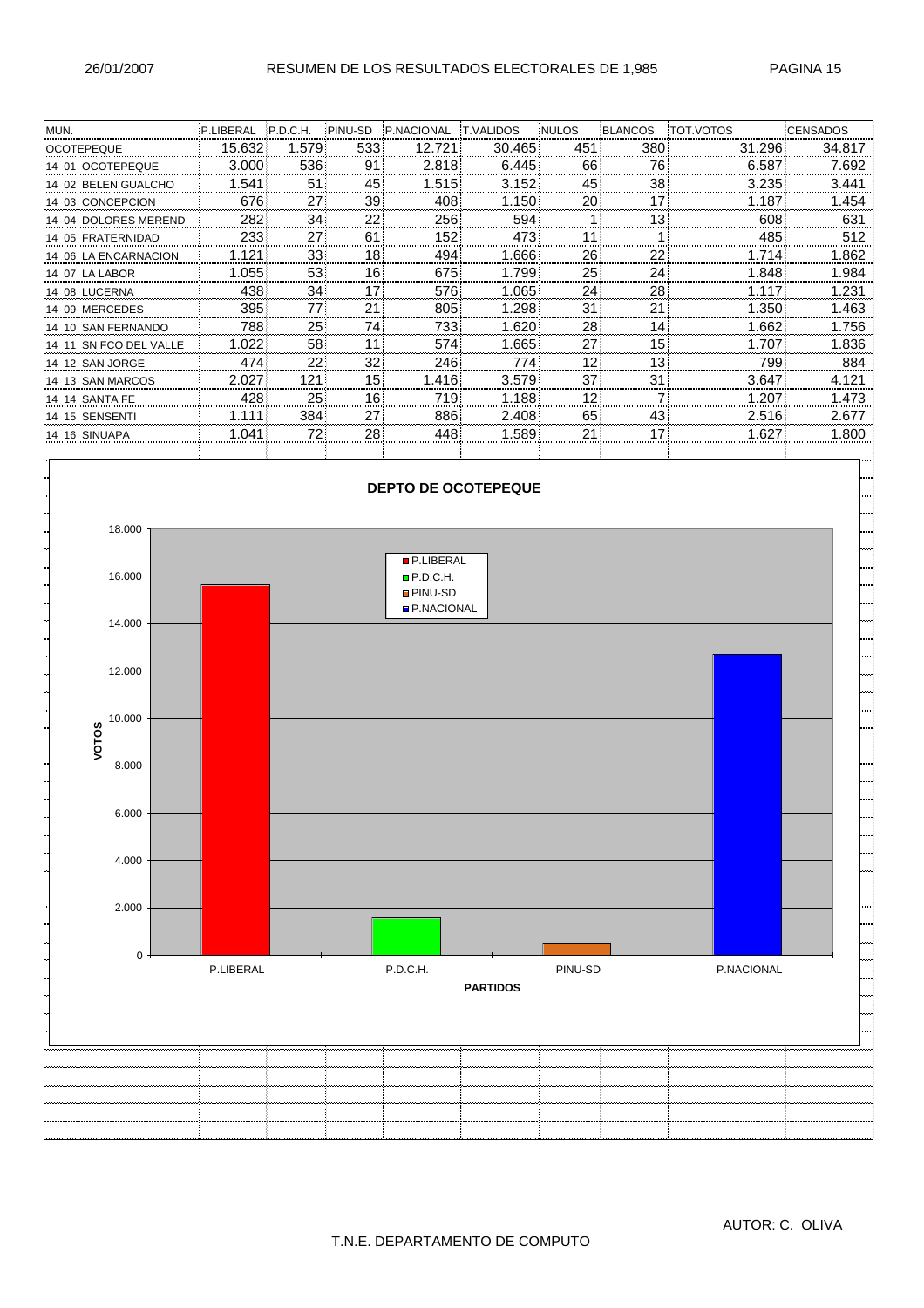# RESUMEN DE LOS RESULTADOS ELECTORALES DE 1,985

26/01/2007

| MUN. | P.LIBERAL | P.D.C.H. | PINU-SD | P.NACIONAL | T.VALIDOS | NULOS | BLANCOS | TOT.VOTOS | CENSADOS |
|---|---|---|---|---|---|---|---|---|---|
| OCOTEPEQUE | 15.632 | 1.579 | 533 | 12.721 | 30.465 | 451 | 380 | 31.296 | 34.817 |
| 14 01 OCOTEPEQUE | 3.000 | 536 | 91 | 2.818 | 6.445 | 66 | 76 | 6.587 | 7.692 |
| 14 02 BELEN GUALCHO | 1.541 | 51 | 45 | 1.515 | 3.152 | 45 | 38 | 3.235 | 3.441 |
| 14 03 CONCEPCION | 676 | 27 | 39 | 408 | 1.150 | 20 | 17 | 1.187 | 1.454 |
| 14 04 DOLORES MEREND | 282 | 34 | 22 | 256 | 594 | 1 | 13 | 608 | 631 |
| 14 05 FRATERNIDAD | 233 | 27 | 61 | 152 | 473 | 11 | 1 | 485 | 512 |
| 14 06 LA ENCARNACION | 1.121 | 33 | 18 | 494 | 1.666 | 26 | 22 | 1.714 | 1.862 |
| 14 07 LA LABOR | 1.055 | 53 | 16 | 675 | 1.799 | 25 | 24 | 1.848 | 1.984 |
| 14 08 LUCERNA | 438 | 34 | 17 | 576 | 1.065 | 24 | 28 | 1.117 | 1.231 |
| 14 09 MERCEDES | 395 | 77 | 21 | 805 | 1.298 | 31 | 21 | 1.350 | 1.463 |
| 14 10 SAN FERNANDO | 788 | 25 | 74 | 733 | 1.620 | 28 | 14 | 1.662 | 1.756 |
| 14 11 SN FCO DEL VALLE | 1.022 | 58 | 11 | 574 | 1.665 | 27 | 15 | 1.707 | 1.836 |
| 14 12 SAN JORGE | 474 | 22 | 32 | 246 | 774 | 12 | 13 | 799 | 884 |
| 14 13 SAN MARCOS | 2.027 | 121 | 15 | 1.416 | 3.579 | 37 | 31 | 3.647 | 4.121 |
| 14 14 SANTA FE | 428 | 25 | 16 | 719 | 1.188 | 12 | 7 | 1.207 | 1.473 |
| 14 15 SENSENTI | 1.111 | 384 | 27 | 886 | 2.408 | 65 | 43 | 2.516 | 2.677 |
| 14 16 SINUAPA | 1.041 | 72 | 28 | 448 | 1.589 | 21 | 17 | 1.627 | 1.800 |

## DEPTO DE OCOTEPEQUE

| PARTIDOS | VOTOS |
|---|---|
| P.LIBERAL | 15.632 |
| P.D.C.H. | 1.579 |
| PINU-SD | 533 |
| P.NACIONAL | 12.721 |

AUTOR: C. OLIVA

T.N.E. DEPARTAMENTO DE COMPUTO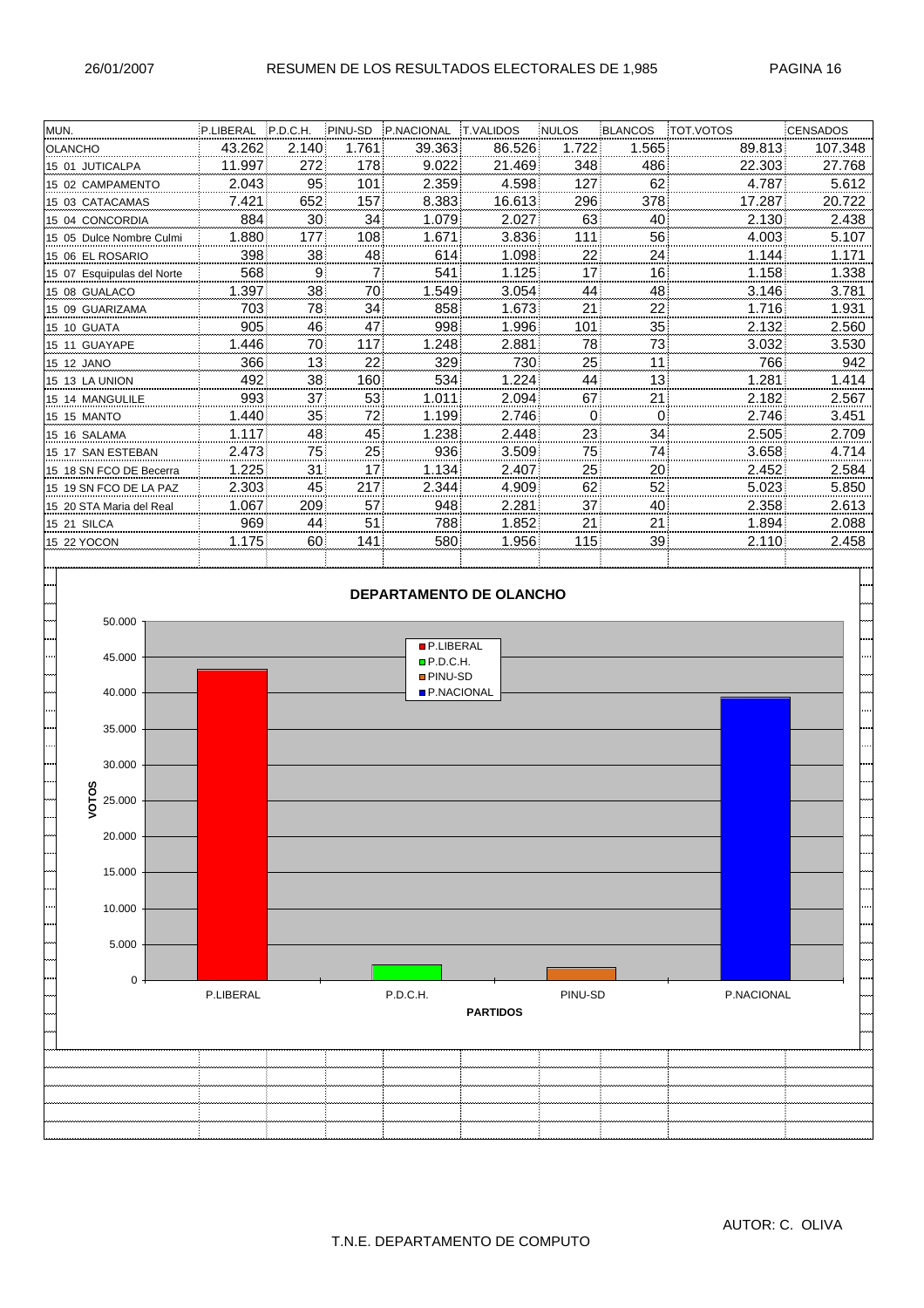# RESUMEN DE LOS RESULTADOS ELECTORALES DE 1,985

26/01/2007

| MUN. | P.LIBERAL | P.D.C.H. | PINU-SD | P.NACIONAL | T.VALIDOS | NULOS | BLANCOS | TOT.VOTOS | CENSADOS |
|---|---|---|---|---|---|---|---|---|---|
| OLANCHO | 43.262 | 2.140 | 1.761 | 39.363 | 86.526 | 1.722 | 1.565 | 89.813 | 107.348 |
| 15 01 JUTICALPA | 11.997 | 272 | 178 | 9.022 | 21.469 | 348 | 486 | 22.303 | 27.768 |
| 15 02 CAMPAMENTO | 2.043 | 95 | 101 | 2.359 | 4.598 | 127 | 62 | 4.787 | 5.612 |
| 15 03 CATACAMAS | 7.421 | 652 | 157 | 8.383 | 16.613 | 296 | 378 | 17.287 | 20.722 |
| 15 04 CONCORDIA | 884 | 30 | 34 | 1.079 | 2.027 | 63 | 40 | 2.130 | 2.438 |
| 15 05 Dulce Nombre Culmi | 1.880 | 177 | 108 | 1.671 | 3.836 | 111 | 56 | 4.003 | 5.107 |
| 15 06 EL ROSARIO | 398 | 38 | 48 | 614 | 1.098 | 22 | 24 | 1.144 | 1.171 |
| 15 07 Esquipulas del Norte | 568 | 9 | 7 | 541 | 1.125 | 17 | 16 | 1.158 | 1.338 |
| 15 08 GUALACO | 1.397 | 38 | 70 | 1.549 | 3.054 | 44 | 48 | 3.146 | 3.781 |
| 15 09 GUARIZAMA | 703 | 78 | 34 | 858 | 1.673 | 21 | 22 | 1.716 | 1.931 |
| 15 10 GUATA | 905 | 46 | 47 | 998 | 1.996 | 101 | 35 | 2.132 | 2.560 |
| 15 11 GUAYAPE | 1.446 | 70 | 117 | 1.248 | 2.881 | 78 | 73 | 3.032 | 3.530 |
| 15 12 JANO | 366 | 13 | 22 | 329 | 730 | 25 | 11 | 766 | 942 |
| 15 13 LA UNION | 492 | 38 | 160 | 534 | 1.224 | 44 | 13 | 1.281 | 1.414 |
| 15 14 MANGULILE | 993 | 37 | 53 | 1.011 | 2.094 | 67 | 21 | 2.182 | 2.567 |
| 15 15 MANTO | 1.440 | 35 | 72 | 1.199 | 2.746 | 0 | 0 | 2.746 | 3.451 |
| 15 16 SALAMA | 1.117 | 48 | 45 | 1.238 | 2.448 | 23 | 34 | 2.505 | 2.709 |
| 15 17 SAN ESTEBAN | 2.473 | 75 | 25 | 936 | 3.509 | 75 | 74 | 3.658 | 4.714 |
| 15 18 SN FCO DE Becerra | 1.225 | 31 | 17 | 1.134 | 2.407 | 25 | 20 | 2.452 | 2.584 |
| 15 19 SN FCO DE LA PAZ | 2.303 | 45 | 217 | 2.344 | 4.909 | 62 | 52 | 5.023 | 5.850 |
| 15 20 STA Maria del Real | 1.067 | 209 | 57 | 948 | 2.281 | 37 | 40 | 2.358 | 2.613 |
| 15 21 SILCA | 969 | 44 | 51 | 788 | 1.852 | 21 | 21 | 1.894 | 2.088 |
| 15 22 YOCON | 1.175 | 60 | 141 | 580 | 1.956 | 115 | 39 | 2.110 | 2.458 |

## DEPARTAMENTO DE OLANCHO

| PARTIDOS | VOTOS |
|---|---|
| P.LIBERAL | 43.262 |
| P.D.C.H. | 2.140 |
| PINU-SD | 1.761 |
| P.NACIONAL | 39.363 |

AUTOR: C. OLIVA

T.N.E. DEPARTAMENTO DE COMPUTO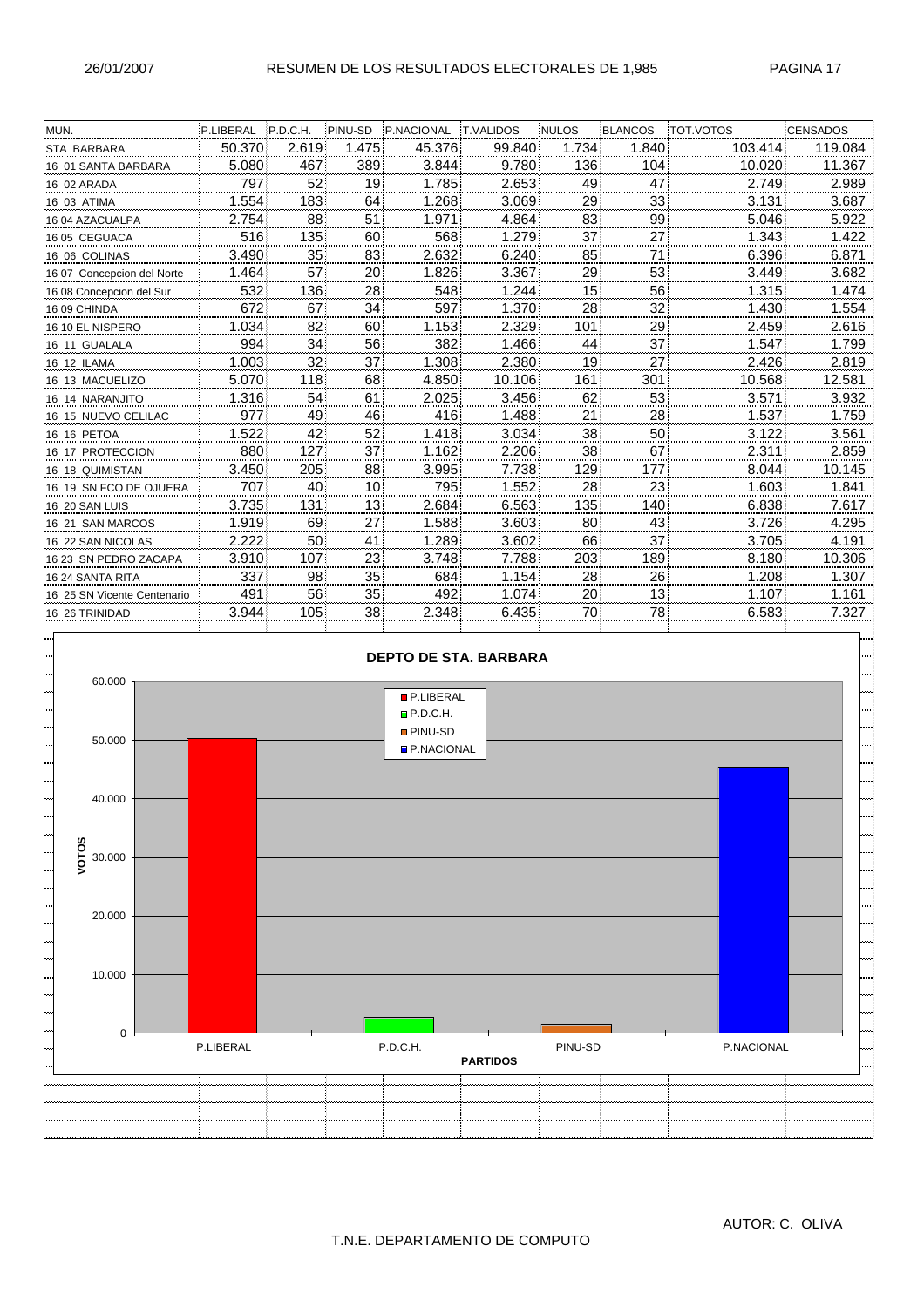# RESUMEN DE LOS RESULTADOS ELECTORALES DE 1,985

26/01/2007

| MUN. | P.LIBERAL | P.D.C.H. | PINU-SD | P.NACIONAL | T.VALIDOS | NULOS | BLANCOS | TOT.VOTOS | CENSADOS |
|---|---|---|---|---|---|---|---|---|---|
| STA BARBARA | 50.370 | 2.619 | 1.475 | 45.376 | 99.840 | 1.734 | 1.840 | 103.414 | 119.084 |
| 16 01 SANTA BARBARA | 5.080 | 467 | 389 | 3.844 | 9.780 | 136 | 104 | 10.020 | 11.367 |
| 16 02 ARADA | 797 | 52 | 19 | 1.785 | 2.653 | 49 | 47 | 2.749 | 2.989 |
| 16 03 ATIMA | 1.554 | 183 | 64 | 1.268 | 3.069 | 29 | 33 | 3.131 | 3.687 |
| 16 04 AZACUALPA | 2.754 | 88 | 51 | 1.971 | 4.864 | 83 | 99 | 5.046 | 5.922 |
| 16 05 CEGUACA | 516 | 135 | 60 | 568 | 1.279 | 37 | 27 | 1.343 | 1.422 |
| 16 06 COLINAS | 3.490 | 35 | 83 | 2.632 | 6.240 | 85 | 71 | 6.396 | 6.871 |
| 16 07 Concepcion del Norte | 1.464 | 57 | 20 | 1.826 | 3.367 | 29 | 53 | 3.449 | 3.682 |
| 16 08 Concepcion del Sur | 532 | 136 | 28 | 548 | 1.244 | 15 | 56 | 1.315 | 1.474 |
| 16 09 CHINDA | 672 | 67 | 34 | 597 | 1.370 | 28 | 32 | 1.430 | 1.554 |
| 16 10 EL NISPERO | 1.034 | 82 | 60 | 1.153 | 2.329 | 101 | 29 | 2.459 | 2.616 |
| 16 11 GUALALA | 994 | 34 | 56 | 382 | 1.466 | 44 | 37 | 1.547 | 1.799 |
| 16 12 ILAMA | 1.003 | 32 | 37 | 1.308 | 2.380 | 19 | 27 | 2.426 | 2.819 |
| 16 13 MACUELIZO | 5.070 | 118 | 68 | 4.850 | 10.106 | 161 | 301 | 10.568 | 12.581 |
| 16 14 NARANJITO | 1.316 | 54 | 61 | 2.025 | 3.456 | 62 | 53 | 3.571 | 3.932 |
| 16 15 NUEVO CELILAC | 977 | 49 | 46 | 416 | 1.488 | 21 | 28 | 1.537 | 1.759 |
| 16 16 PETOA | 1.522 | 42 | 52 | 1.418 | 3.034 | 38 | 50 | 3.122 | 3.561 |
| 16 17 PROTECCION | 880 | 127 | 37 | 1.162 | 2.206 | 38 | 67 | 2.311 | 2.859 |
| 16 18 QUIMISTAN | 3.450 | 205 | 88 | 3.995 | 7.738 | 129 | 177 | 8.044 | 10.145 |
| 16 19 SN FCO DE OJUERA | 707 | 40 | 10 | 795 | 1.552 | 28 | 23 | 1.603 | 1.841 |
| 16 20 SAN LUIS | 3.735 | 131 | 13 | 2.684 | 6.563 | 135 | 140 | 6.838 | 7.617 |
| 16 21 SAN MARCOS | 1.919 | 69 | 27 | 1.588 | 3.603 | 80 | 43 | 3.726 | 4.295 |
| 16 22 SAN NICOLAS | 2.222 | 50 | 41 | 1.289 | 3.602 | 66 | 37 | 3.705 | 4.191 |
| 16 23 SN PEDRO ZACAPA | 3.910 | 107 | 23 | 3.748 | 7.788 | 203 | 189 | 8.180 | 10.306 |
| 16 24 SANTA RITA | 337 | 98 | 35 | 684 | 1.154 | 28 | 26 | 1.208 | 1.307 |
| 16 25 SN Vicente Centenario | 491 | 56 | 35 | 492 | 1.074 | 20 | 13 | 1.107 | 1.161 |
| 16 26 TRINIDAD | 3.944 | 105 | 38 | 2.348 | 6.435 | 70 | 78 | 6.583 | 7.327 |

**DEPTO DE STA. BARBARA**

VOTOS / PARTIDOS: P.LIBERAL, P.D.C.H., PINU-SD, P.NACIONAL

AUTOR: C. OLIVA

T.N.E. DEPARTAMENTO DE COMPUTO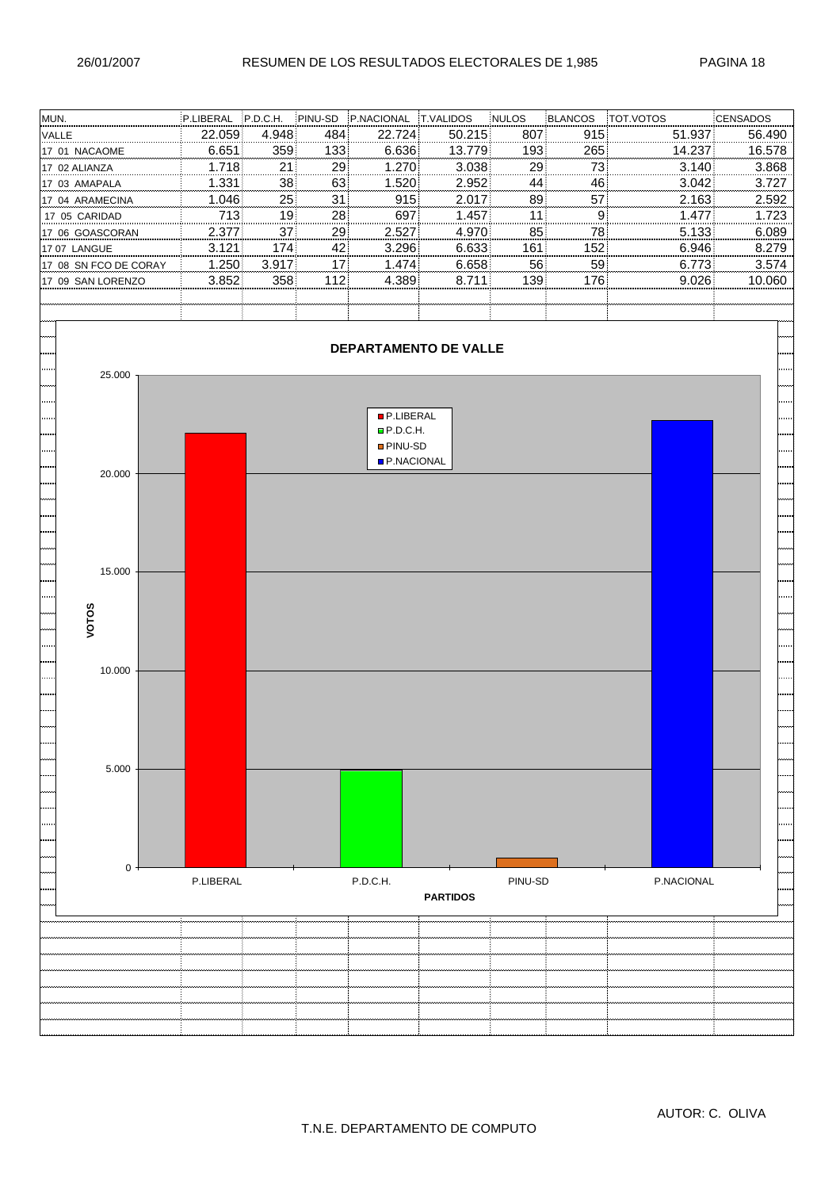# RESUMEN DE LOS RESULTADOS ELECTORALES DE 1,985

| MUN. | P.LIBERAL | P.D.C.H. | PINU-SD | P.NACIONAL | T.VALIDOS | NULOS | BLANCOS | TOT.VOTOS | CENSADOS |
|---|---|---|---|---|---|---|---|---|---|
| VALLE | 22.059 | 4.948 | 484 | 22.724 | 50.215 | 807 | 915 | 51.937 | 56.490 |
| 17 01 NACAOME | 6.651 | 359 | 133 | 6.636 | 13.779 | 193 | 265 | 14.237 | 16.578 |
| 17 02 ALIANZA | 1.718 | 21 | 29 | 1.270 | 3.038 | 29 | 73 | 3.140 | 3.868 |
| 17 03 AMAPALA | 1.331 | 38 | 63 | 1.520 | 2.952 | 44 | 46 | 3.042 | 3.727 |
| 17 04 ARAMECINA | 1.046 | 25 | 31 | 915 | 2.017 | 89 | 57 | 2.163 | 2.592 |
| 17 05 CARIDAD | 713 | 19 | 28 | 697 | 1.457 | 11 | 9 | 1.477 | 1.723 |
| 17 06 GOASCORAN | 2.377 | 37 | 29 | 2.527 | 4.970 | 85 | 78 | 5.133 | 6.089 |
| 17 07 LANGUE | 3.121 | 174 | 42 | 3.296 | 6.633 | 161 | 152 | 6.946 | 8.279 |
| 17 08 SN FCO DE CORAY | 1.250 | 3.917 | 17 | 1.474 | 6.658 | 56 | 59 | 6.773 | 3.574 |
| 17 09 SAN LORENZO | 3.852 | 358 | 112 | 4.389 | 8.711 | 139 | 176 | 9.026 | 10.060 |

**DEPARTAMENTO DE VALLE**

| PARTIDOS | VOTOS |
|---|---|
| P.LIBERAL | 22.059 |
| P.D.C.H. | 4.948 |
| PINU-SD | 484 |
| P.NACIONAL | 22.724 |

AUTOR: C. OLIVA

T.N.E. DEPARTAMENTO DE COMPUTO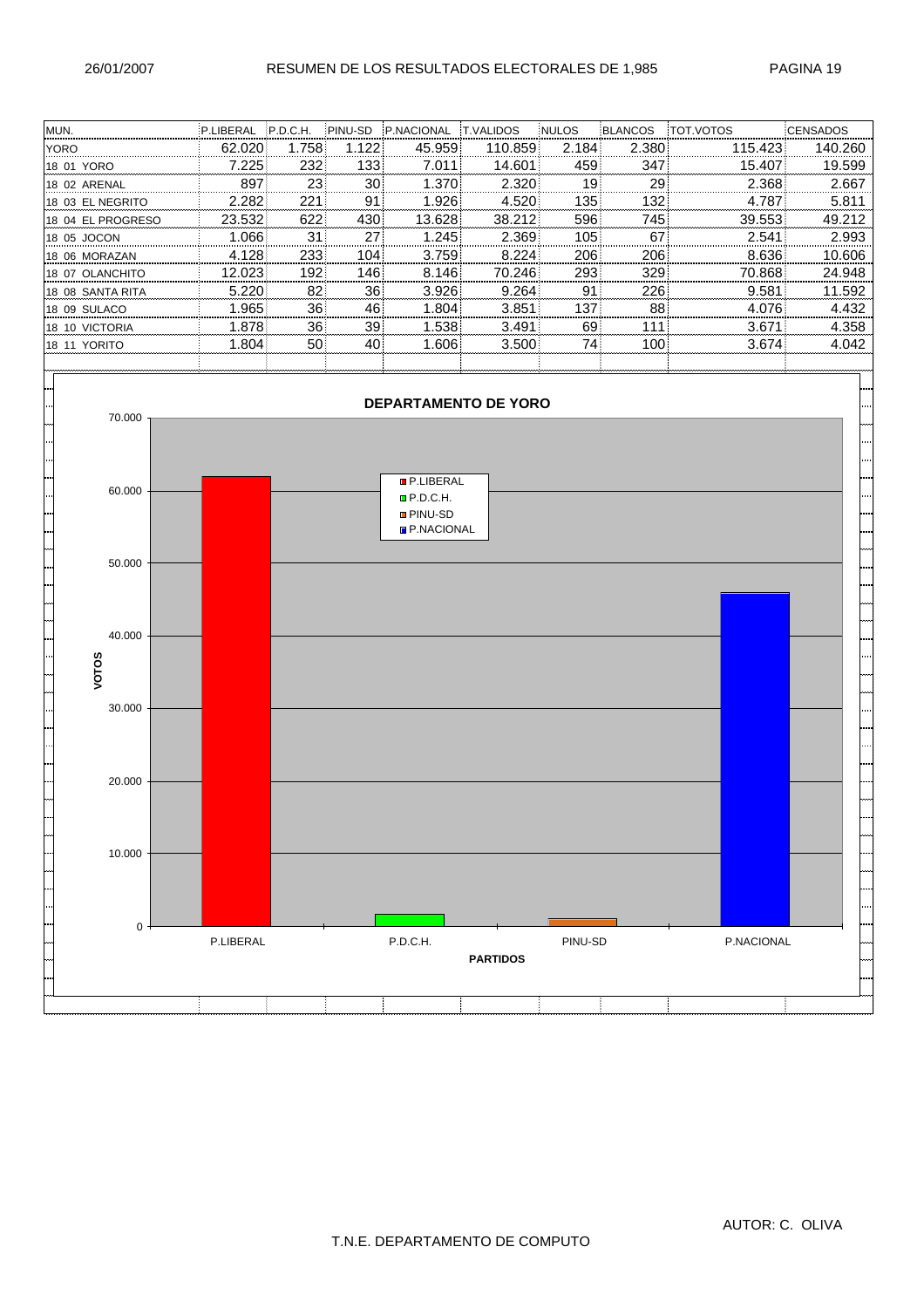# RESUMEN DE LOS RESULTADOS ELECTORALES DE 1,985

26/01/2007

| MUN. | P.LIBERAL | P.D.C.H. | PINU-SD | P.NACIONAL | T.VALIDOS | NULOS | BLANCOS | TOT.VOTOS | CENSADOS |
|---|---|---|---|---|---|---|---|---|---|
| YORO | 62.020 | 1.758 | 1.122 | 45.959 | 110.859 | 2.184 | 2.380 | 115.423 | 140.260 |
| 18 01 YORO | 7.225 | 232 | 133 | 7.011 | 14.601 | 459 | 347 | 15.407 | 19.599 |
| 18 02 ARENAL | 897 | 23 | 30 | 1.370 | 2.320 | 19 | 29 | 2.368 | 2.667 |
| 18 03 EL NEGRITO | 2.282 | 221 | 91 | 1.926 | 4.520 | 135 | 132 | 4.787 | 5.811 |
| 18 04 EL PROGRESO | 23.532 | 622 | 430 | 13.628 | 38.212 | 596 | 745 | 39.553 | 49.212 |
| 18 05 JOCON | 1.066 | 31 | 27 | 1.245 | 2.369 | 105 | 67 | 2.541 | 2.993 |
| 18 06 MORAZAN | 4.128 | 233 | 104 | 3.759 | 8.224 | 206 | 206 | 8.636 | 10.606 |
| 18 07 OLANCHITO | 12.023 | 192 | 146 | 8.146 | 70.246 | 293 | 329 | 70.868 | 24.948 |
| 18 08 SANTA RITA | 5.220 | 82 | 36 | 3.926 | 9.264 | 91 | 226 | 9.581 | 11.592 |
| 18 09 SULACO | 1.965 | 36 | 46 | 1.804 | 3.851 | 137 | 88 | 4.076 | 4.432 |
| 18 10 VICTORIA | 1.878 | 36 | 39 | 1.538 | 3.491 | 69 | 111 | 3.671 | 4.358 |
| 18 11 YORITO | 1.804 | 50 | 40 | 1.606 | 3.500 | 74 | 100 | 3.674 | 4.042 |

DEPARTAMENTO DE YORO

VOTOS

70.000
60.000
50.000
40.000
30.000
20.000
10.000
0

P.LIBERAL
P.D.C.H.
PINU-SD
P.NACIONAL

PARTIDOS

AUTOR: C. OLIVA

T.N.E. DEPARTAMENTO DE COMPUTO